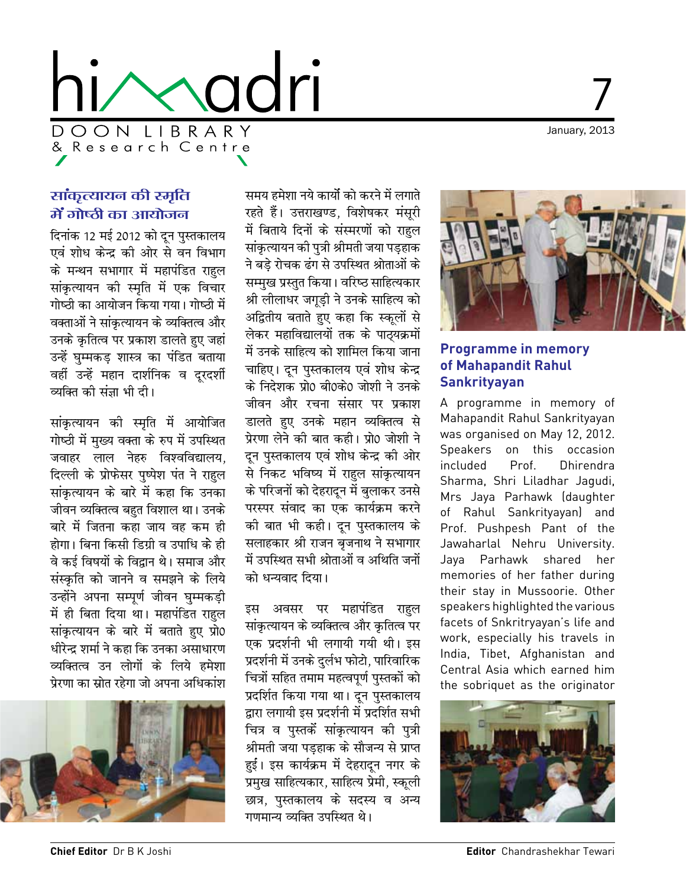# himadri

DOON LIBRARY
& Research Centre

January, 2013

## सांकृत्यायन की स्मृति में गोष्ठी का आयोजन

दिनांक 12 मई 2012 को दून पुस्तकालय एवं शोध केन्द्र की ओर से वन विभाग के मन्थन सभागार में महापंडित राहुल सांकृत्यायन की स्मृति में एक विचार गोष्ठी का आयोजन किया गया। गोष्ठी में वक्ताओं ने सांकृत्यायन के व्यक्तित्व और उनके कृतित्व पर प्रकाश डालते हुए जहां उन्हें घुम्मकड़ शास्त्र का पंडित बताया वहीं उन्हें महान दार्शनिक व दूरदर्शी व्यक्ति की संज्ञा भी दी।

सांकृत्यायन की स्मृति में आयोजित गोष्ठी में मुख्य वक्ता के रुप में उपस्थित जवाहर लाल नेहरु विश्वविद्यालय, दिल्ली के प्रोफेसर पुष्पेश पंत ने राहुल सांकृत्यायन के बारे में कहा कि उनका जीवन व्यक्तित्व बहुत विशाल था। उनके बारे में जितना कहा जाय वह कम ही होगा। बिना किसी डिग्री व उपाधि के ही वे कई विषयों के विद्वान थे। समाज और संस्कृति को जानने व समझने के लिये उन्होंने अपना सम्पूर्ण जीवन घुम्मकड़ी में ही बिता दिया था। महापंडित राहुल सांकृत्यायन के बारे में बताते हुए प्रो0 धीरेन्द्र शर्मा ने कहा कि उनका असाधारण व्यक्तित्व उन लोगों के लिये हमेशा प्रेरणा का स्रोत रहेगा जो अपना अधिकांश समय हमेशा नये कार्यों को करने में लगाते रहते हैं। उत्तराखण्ड, विशेषकर मंसूरी में बिताये दिनों के संस्मरणों को राहुल सांकृत्यायन की पुत्री श्रीमती जया पड़हाक ने बड़े रोचक ढंग से उपस्थित श्रोताओं के सम्मुख प्रस्तुत किया। वरिष्ठ साहित्यकार श्री लीलाधर जगूड़ी ने उनके साहित्य को अद्वितीय बताते हुए कहा कि स्कूलों से लेकर महाविद्यालयों तक के पाठ्यक्रमों में उनके साहित्य को शामिल किया जाना चाहिए। दून पुस्तकालय एवं शोध केन्द्र के निदेशक प्रो0 बी0के0 जोशी ने उनके जीवन और रचना संसार पर प्रकाश डालते हुए उनके महान व्यक्तित्व से प्रेरणा लेने की बात कही। प्रो0 जोशी ने दून पुस्तकालय एवं शोध केन्द्र की ओर से निकट भविष्य में राहुल सांकृत्यायन के परिजनों को देहरादून में बुलाकर उनसे परस्पर संवाद का एक कार्यक्रम करने की बात भी कही। दून पुस्तकालय के सलाहकार श्री राजन बृजनाथ ने सभागार में उपस्थित सभी श्रोताओं व अतिथि जनों को धन्यवाद दिया।

इस अवसर पर महापंडित राहुल सांकृत्यायन के व्यक्तित्व और कृतित्व पर एक प्रदर्शनी भी लगायी गयी थी। इस प्रदर्शनी में उनके दुर्लभ फोटो, पारिवारिक चित्रों सहित तमाम महत्वपूर्ण पुस्तकों को प्रदर्शित किया गया था। दून पुस्तकालय द्वारा लगायी इस प्रदर्शनी में प्रदर्शित सभी चित्र व पुस्तकें सांकृत्यायन की पुत्री श्रीमती जया पड़हाक के सौजन्य से प्राप्त हुई। इस कार्यक्रम में देहरादून नगर के प्रमुख साहित्यकार, साहित्य प्रेमी, स्कूली छात्र, पुस्तकालय के सदस्य व अन्य गणमान्य व्यक्ति उपस्थित थे।

## Programme in memory of Mahapandit Rahul Sankrityayan

A programme in memory of Mahapandit Rahul Sankrityayan was organised on May 12, 2012. Speakers on this occasion included Prof. Dhirendra Sharma, Shri Liladhar Jagudi, Mrs Jaya Parhawk (daughter of Rahul Sankrityayan) and Prof. Pushpesh Pant of the Jawaharlal Nehru University. Jaya Parhawk shared her memories of her father during their stay in Mussoorie. Other speakers highlighted the various facets of Snkritryayan's life and work, especially his travels in India, Tibet, Afghanistan and Central Asia which earned him the sobriquet as the originator

**Chief Editor** Dr B K Joshi

**Editor** Chandrashekhar Tewari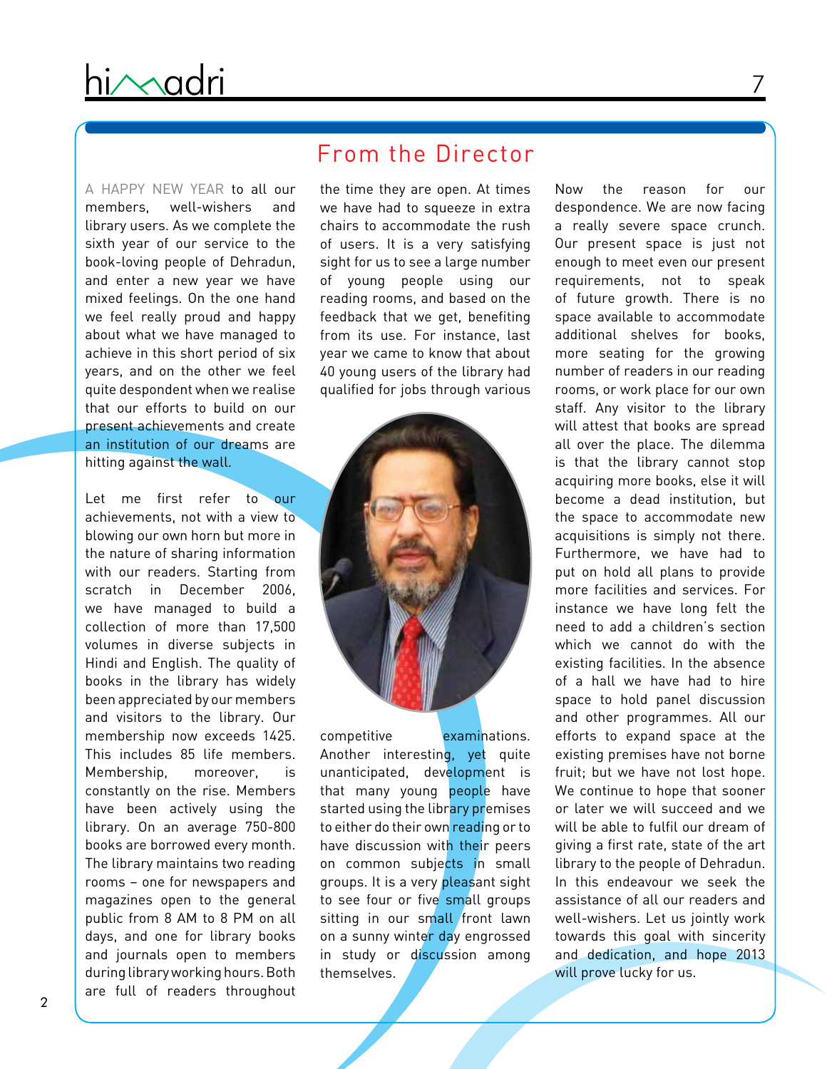## From the Director

A HAPPY NEW YEAR to all our members, well-wishers and library users. As we complete the sixth year of our service to the book-loving people of Dehradun, and enter a new year we have mixed feelings. On the one hand we feel really proud and happy about what we have managed to achieve in this short period of six years, and on the other we feel quite despondent when we realise that our efforts to build on our present achievements and create an institution of our dreams are hitting against the wall.

Let me first refer to our achievements, not with a view to blowing our own horn but more in the nature of sharing information with our readers. Starting from scratch in December 2006, we have managed to build a collection of more than 17,500 volumes in diverse subjects in Hindi and English. The quality of books in the library has widely been appreciated by our members and visitors to the library. Our membership now exceeds 1425. This includes 85 life members. Membership, moreover, is constantly on the rise. Members have been actively using the library. On an average 750-800 books are borrowed every month. The library maintains two reading rooms – one for newspapers and magazines open to the general public from 8 AM to 8 PM on all days, and one for library books and journals open to members during library working hours. Both are full of readers throughout the time they are open. At times we have had to squeeze in extra chairs to accommodate the rush of users. It is a very satisfying sight for us to see a large number of young people using our reading rooms, and based on the feedback that we get, benefiting from its use. For instance, last year we came to know that about 40 young users of the library had qualified for jobs through various competitive examinations. Another interesting, yet quite unanticipated, development is that many young people have started using the library premises to either do their own reading or to have discussion with their peers on common subjects in small groups. It is a very pleasant sight to see four or five small groups sitting in our small front lawn on a sunny winter day engrossed in study or discussion among themselves.

Now the reason for our despondence. We are now facing a really severe space crunch. Our present space is just not enough to meet even our present requirements, not to speak of future growth. There is no space available to accommodate additional shelves for books, more seating for the growing number of readers in our reading rooms, or work place for our own staff. Any visitor to the library will attest that books are spread all over the place. The dilemma is that the library cannot stop acquiring more books, else it will become a dead institution, but the space to accommodate new acquisitions is simply not there. Furthermore, we have had to put on hold all plans to provide more facilities and services. For instance we have long felt the need to add a children's section which we cannot do with the existing facilities. In the absence of a hall we have had to hire space to hold panel discussion and other programmes. All our efforts to expand space at the existing premises have not borne fruit; but we have not lost hope. We continue to hope that sooner or later we will succeed and we will be able to fulfil our dream of giving a first rate, state of the art library to the people of Dehradun. In this endeavour we seek the assistance of all our readers and well-wishers. Let us jointly work towards this goal with sincerity and dedication, and hope 2013 will prove lucky for us.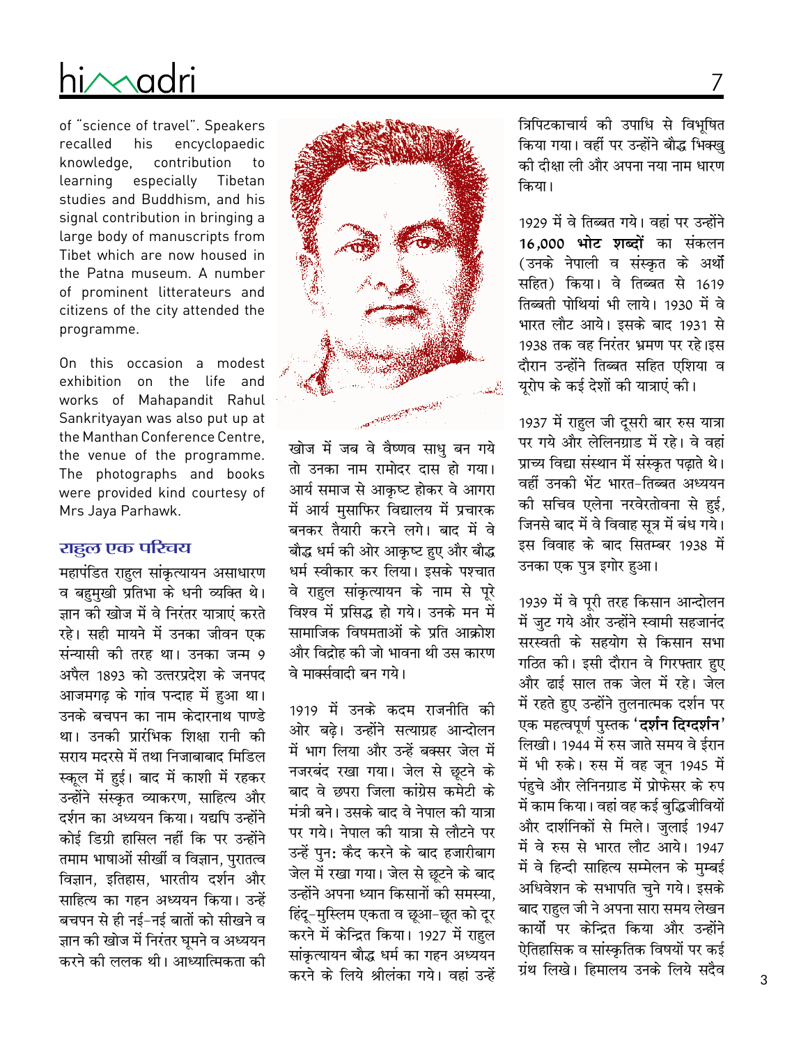of "science of travel". Speakers recalled his encyclopaedic knowledge, contribution to learning especially Tibetan studies and Buddhism, and his signal contribution in bringing a large body of manuscripts from Tibet which are now housed in the Patna museum. A number of prominent litterateurs and citizens of the city attended the programme.

On this occasion a modest exhibition on the life and works of Mahapandit Rahul Sankrityayan was also put up at the Manthan Conference Centre, the venue of the programme. The photographs and books were provided kind courtesy of Mrs Jaya Parhawk.

## राहुल एक परिचय

महापंडित राहुल सांकृत्यायन असाधारण व बहुमुखी प्रतिभा के धनी व्यक्ति थे। ज्ञान की खोज में वे निरंतर यात्राएं करते रहे। सही मायने में उनका जीवन एक संन्यासी की तरह था। उनका जन्म 9 अपैल 1893 को उत्तरप्रदेश के जनपद आजमगढ़ के गांव पन्दाह में हुआ था। उनके बचपन का नाम केदारनाथ पाण्डे था। उनकी प्रारंभिक शिक्षा रानी की सराय मदरसे में तथा निजाबाबाद मिडिल स्कूल में हुई। बाद में काशी में रहकर उन्होंने संस्कृत व्याकरण, साहित्य और दर्शन का अध्ययन किया। यद्यपि उन्होंने कोई डिग्री हासिल नहीं कि पर उन्होंने तमाम भाषाओं सीखीं व विज्ञान, पुरातत्व विज्ञान, इतिहास, भारतीय दर्शन और साहित्य का गहन अध्ययन किया। उन्हें बचपन से ही नई-नई बातों को सीखने व ज्ञान की खोज में निरंतर घूमने व अध्ययन करने की ललक थी। आध्यात्मिकता की खोज में जब वे वैष्णव साधु बन गये तो उनका नाम रामोदर दास हो गया। आर्य समाज से आकृष्ट होकर वे आगरा में आर्य मुसाफिर विद्यालय में प्रचारक बनकर तैयारी करने लगे। बाद में वे बौद्ध धर्म की ओर आकृष्ट हुए और बौद्ध धर्म स्वीकार कर लिया। इसके पश्चात वे राहुल सांकृत्यायन के नाम से पूरे विश्व में प्रसिद्ध हो गये। उनके मन में सामाजिक विषमताओं के प्रति आक्रोश और विद्रोह की जो भावना थी उस कारण वे मार्क्सवादी बन गये।

1919 में उनके कदम राजनीति की ओर बढ़े। उन्होंने सत्याग्रह आन्दोलन में भाग लिया और उन्हें बक्सर जेल में नजरबंद रखा गया। जेल से छूटने के बाद वे छपरा जिला कांग्रेस कमेटी के मंत्री बने। उसके बाद वे नेपाल की यात्रा पर गये। नेपाल की यात्रा से लौटने पर उन्हें पुनः कैद करने के बाद हजारीबाग जेल में रखा गया। जेल से छूटने के बाद उन्होंने अपना ध्यान किसानों की समस्या, हिंदू-मुस्लिम एकता व छूआ-छूत को दूर करने में केन्द्रित किया। 1927 में राहुल सांकृत्यायन बौद्ध धर्म का गहन अध्ययन करने के लिये श्रीलंका गये। वहां उन्हें त्रिपिटकाचार्य की उपाधि से विभूषित किया गया। वहीं पर उन्होंने बौद्ध भिक्खु की दीक्षा ली और अपना नया नाम धारण किया।

1929 में वे तिब्बत गये। वहां पर उन्होंने **16,000 भोट शब्दों** का संकलन (उनके नेपाली व संस्कृत के अर्थों सहित) किया। वे तिब्बत से 1619 तिब्बती पोथियां भी लाये। 1930 में वे भारत लौट आये। इसके बाद 1931 से 1938 तक वह निरंतर भ्रमण पर रहे।इस दौरान उन्होंने तिब्बत सहित एशिया व यूरोप के कई देशों की यात्राएं की।

1937 में राहुल जी दूसरी बार रुस यात्रा पर गये और लेलिनग्राड में रहे। वे वहां प्राच्य विद्या संस्थान में संस्कृत पढ़ाते थे। वहीं उनकी भेंट भारत-तिब्बत अध्ययन की सचिव एलेना नरवेरतोवना से हुई, जिनसे बाद में वे विवाह सूत्र में बंध गये। इस विवाह के बाद सितम्बर 1938 में उनका एक पुत्र इगोर हुआ।

1939 में वे पूरी तरह किसान आन्दोलन में जुट गये और उन्होंने स्वामी सहजानंद सरस्वती के सहयोग से किसान सभा गठित की। इसी दौरान वे गिरफ्तार हुए और ढाई साल तक जेल में रहे। जेल में रहते हुए उन्होंने तुलनात्मक दर्शन पर एक महत्वपूर्ण पुस्तक **'दर्शन दिग्दर्शन'** लिखी। 1944 में रुस जाते समय वे ईरान में भी रुके। रुस में वह जून 1945 में पंहुचे और लेनिनग्राड में प्रोफेसर के रुप में काम किया। वहां वह कई बुद्धिजीवियों और दार्शनिकों से मिले। जुलाई 1947 में वे रुस से भारत लौट आये। 1947 में वे हिन्दी साहित्य सम्मेलन के मुम्बई अधिवेशन के सभापति चुने गये। इसके बाद राहुल जी ने अपना सारा समय लेखन कार्यों पर केन्द्रित किया और उन्होंने ऐतिहासिक व सांस्कृतिक विषयों पर कई ग्रंथ लिखे। हिमालय उनके लिये सदैव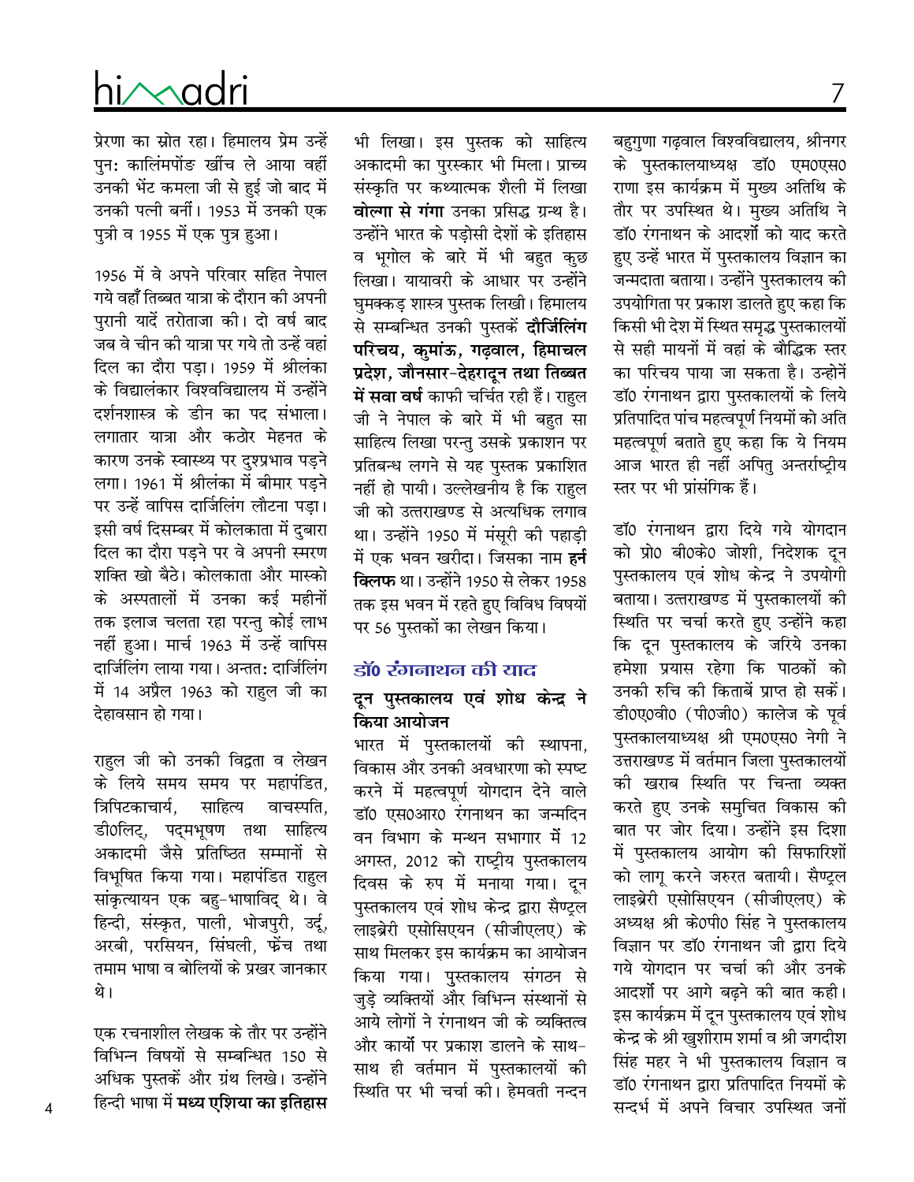प्रेरणा का स्रोत रहा। हिमालय प्रेम उन्हें पुनः कालिंमपोंङ खींच ले आया वहीं उनकी भेंट कमला जी से हुई जो बाद में उनकी पत्नी बनीं। 1953 में उनकी एक पुत्री व 1955 में एक पुत्र हुआ।

1956 में वे अपने परिवार सहित नेपाल गये वहाँ तिब्बत यात्रा के दौरान की अपनी पुरानी यादें तरोताजा की। दो वर्ष बाद जब वे चीन की यात्रा पर गये तो उन्हें वहां दिल का दौरा पड़ा। 1959 में श्रीलंका के विद्यालंकार विश्वविद्यालय में उन्होंने दर्शनशास्त्र के डीन का पद संभाला। लगातार यात्रा और कठोर मेहनत के कारण उनके स्वास्थ्य पर दुश्प्रभाव पड़ने लगा। 1961 में श्रीलंका में बीमार पड़ने पर उन्हें वापिस दार्जिलिंग लौटना पड़ा। इसी वर्ष दिसम्बर में कोलकाता में दुबारा दिल का दौरा पड़ने पर वे अपनी स्मरण शक्ति खो बैठे। कोलकाता और मास्को के अस्पतालों में उनका कई महीनों तक इलाज चलता रहा परन्तु कोई लाभ नहीं हुआ। मार्च 1963 में उन्हें वापिस दार्जिलिंग लाया गया। अन्ततः दार्जिलिंग में 14 अप्रैल 1963 को राहुल जी का देहावसान हो गया।

राहुल जी को उनकी विद्वता व लेखन के लिये समय समय पर महापंडित, त्रिपिटकाचार्य, साहित्य वाचस्पति, डी0लिट्, पद्मभूषण तथा साहित्य अकादमी जैसे प्रतिष्ठित सम्मानों से विभूषित किया गया। महापंडित राहुल सांकृत्यायन एक बहु-भाषाविद् थे। वे हिन्दी, संस्कृत, पाली, भोजपुरी, उर्दू, अरबी, परसियन, सिंघली, फ्रेंच तथा तमाम भाषा व बोलियों के प्रखर जानकार थे।

एक रचनाशील लेखक के तौर पर उन्होंने विभिन्न विषयों से सम्बन्धित 150 से अधिक पुस्तकें और ग्रंथ लिखे। उन्होंने हिन्दी भाषा में **मध्य एशिया का इतिहास** भी लिखा। इस पुस्तक को साहित्य अकादमी का पुरस्कार भी मिला। प्राच्य संस्कृति पर कथ्यात्मक शैली में लिखा **वोल्गा से गंगा** उनका प्रसिद्ध ग्रन्थ है। उन्होंने भारत के पड़ोसी देशों के इतिहास व भूगोल के बारे में भी बहुत कुछ लिखा। यायावरी के आधार पर उन्होंने घुमक्कड़ शास्त्र पुस्तक लिखी। हिमालय से सम्बन्धित उनकी पुस्तकें **दौर्जिलिंग परिचय, कुमांऊ, गढ़वाल, हिमाचल प्रदेश, जौनसार-देहरादून तथा तिब्बत में सवा वर्ष** काफी चर्चित रही हैं। राहुल जी ने नेपाल के बारे में भी बहुत सा साहित्य लिखा परन्तु उसके प्रकाशन पर प्रतिबन्ध लगने से यह पुस्तक प्रकाशित नहीं हो पायी। उल्लेखनीय है कि राहुल जी को उत्तराखण्ड से अत्यधिक लगाव था। उन्होंने 1950 में मंसूरी की पहाड़ी में एक भवन खरीदा। जिसका नाम **हर्न क्लिफ** था। उन्होंने 1950 से लेकर 1958 तक इस भवन में रहते हुए विविध विषयों पर 56 पुस्तकों का लेखन किया।

## डॉ0 रंगनाथन की याद

### दून पुस्तकालय एवं शोध केन्द्र ने किया आयोजन

भारत में पुस्तकालयों की स्थापना, विकास और उनकी अवधारणा को स्पष्ट करने में महत्वपूर्ण योगदान देने वाले डॉ0 एस0आर0 रंगनाथन का जन्मदिन वन विभाग के मन्थन सभागार में 12 अगस्त, 2012 को राष्ट्रीय पुस्तकालय दिवस के रुप में मनाया गया। दून पुस्तकालय एवं शोध केन्द्र द्वारा सैण्ट्रल लाइब्रेरी एसोसिएयन (सीजीएलए) के साथ मिलकर इस कार्यक्रम का आयोजन किया गया। पुस्तकालय संगठन से जुड़े व्यक्तियों और विभिन्न संस्थानों से आये लोगों ने रंगनाथन जी के व्यक्तित्व और कार्यो पर प्रकाश डालने के साथ-साथ ही वर्तमान में पुस्तकालयों की स्थिति पर भी चर्चा की। हेमवती नन्दन बहुगुणा गढ़वाल विश्वविद्यालय, श्रीनगर के पुस्तकालयाध्यक्ष डॉ0 एम0एस0 राणा इस कार्यक्रम में मुख्य अतिथि के तौर पर उपस्थित थे। मुख्य अतिथि ने डॉ0 रंगनाथन के आदर्शो को याद करते हुए उन्हें भारत में पुस्तकालय विज्ञान का जन्मदाता बताया। उन्होंने पुस्तकालय की उपयोगिता पर प्रकाश डालते हुए कहा कि किसी भी देश में स्थित समृद्ध पुस्तकालयों से सही मायनों में वहां के बौद्धिक स्तर का परिचय पाया जा सकता है। उन्होनें डॉ0 रंगनाथन द्वारा पुस्तकालयों के लिये प्रतिपादित पांच महत्वपूर्ण नियमों को अति महत्वपूर्ण बताते हुए कहा कि ये नियम आज भारत ही नहीं अपितु अन्तर्राष्ट्रीय स्तर पर भी प्रांसंगिक हैं।

डॉ0 रंगनाथन द्वारा दिये गये योगदान को प्रो0 बी0के0 जोशी, निदेशक दून पुस्तकालय एवं शोध केन्द्र ने उपयोगी बताया। उत्तराखण्ड में पुस्तकालयों की स्थिति पर चर्चा करते हुए उन्होंने कहा कि दून पुस्तकालय के जरिये उनका हमेशा प्रयास रहेगा कि पाठकों को उनकी रुचि की किताबें प्राप्त हो सकें। डी0ए0वी0 (पी0जी0) कालेज के पूर्व पुस्तकालयाध्यक्ष श्री एम0एस0 नेगी ने उत्तराखण्ड में वर्तमान जिला पुस्तकालयों की खराब स्थिति पर चिन्ता व्यक्त करते हुए उनके समुचित विकास की बात पर जोर दिया। उन्होंने इस दिशा में पुस्तकालय आयोग की सिफारिशों को लागू करने जरुरत बतायी। सैण्ट्रल लाइब्रेरी एसोसिएयन (सीजीएलए) के अध्यक्ष श्री के0पी0 सिंह ने पुस्तकालय विज्ञान पर डॉ0 रंगनाथन जी द्वारा दिये गये योगदान पर चर्चा की और उनके आदर्शो पर आगे बढ़ने की बात कही। इस कार्यक्रम में दून पुस्तकालय एवं शोध केन्द्र के श्री खुशीराम शर्मा व श्री जगदीश सिंह महर ने भी पुस्तकालय विज्ञान व डॉ0 रंगनाथन द्वारा प्रतिपादित नियमों के सन्दर्भ में अपने विचार उपस्थित जनों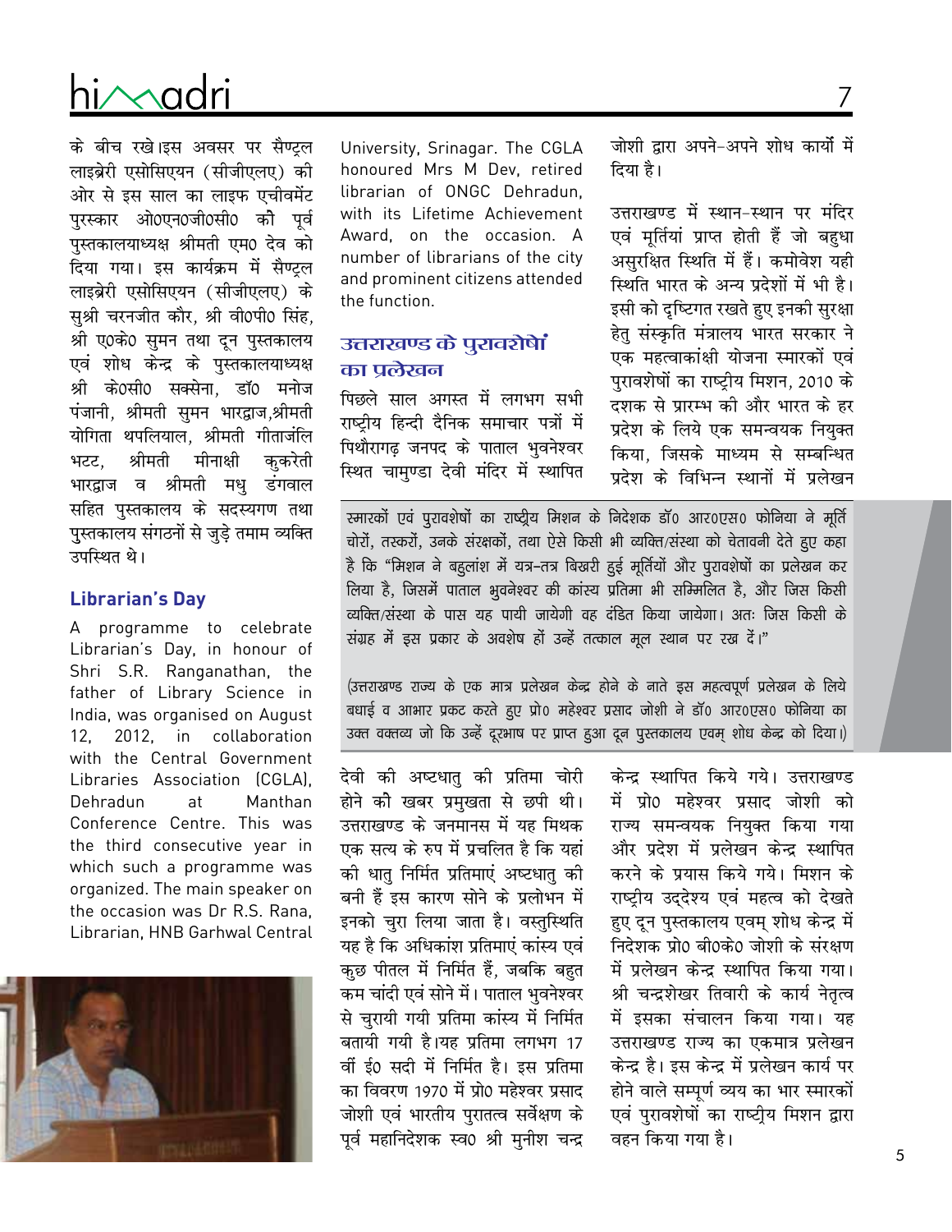के बीच रखे।इस अवसर पर सैण्ट्रल लाइब्रेरी एसोसिएयन (सीजीएलए) की ओर से इस साल का लाइफ एचीवमेंट पुरस्कार ओ0एन0जी0सी0 को पूर्व पुस्तकालयाध्यक्ष श्रीमती एम0 देव को दिया गया। इस कार्यक्रम में सैण्ट्रल लाइब्रेरी एसोसिएयन (सीजीएलए) के सुश्री चरनजीत कौर, श्री वी0पी0 सिंह, श्री ए0के0 सुमन तथा दून पुस्तकालय एवं शोध केन्द्र के पुस्तकालयाध्यक्ष श्री के0सी0 सक्सेना, डॉ0 मनोज पंजानी, श्रीमती सुमन भारद्वाज,श्रीमती योगिता थपलियाल, श्रीमती गीतांजलि भटट, श्रीमती मीनाक्षी कुकरेती भारद्वाज व श्रीमती मधु डंगवाल सहित पुस्तकालय के सदस्यगण तथा पुस्तकालय संगठनों से जुड़े तमाम व्यक्ति उपस्थित थे।

### Librarian's Day

A programme to celebrate Librarian's Day, in honour of Shri S.R. Ranganathan, the father of Library Science in India, was organised on August 12, 2012, in collaboration with the Central Government Libraries Association (CGLA), Dehradun at Manthan Conference Centre. This was the third consecutive year in which such a programme was organized. The main speaker on the occasion was Dr R.S. Rana, Librarian, HNB Garhwal Central University, Srinagar. The CGLA honoured Mrs M Dev, retired librarian of ONGC Dehradun, with its Lifetime Achievement Award, on the occasion. A number of librarians of the city and prominent citizens attended the function.

### उत्तराखण्ड के पुरावशेषों का प्रलेखन

पिछले साल अगस्त में लगभग सभी राष्ट्रीय हिन्दी दैनिक समाचार पत्रों में पिथौरागढ़ जनपद के पाताल भुवनेश्वर स्थित चामुण्डा देवी मंदिर में स्थापित देवी की अष्टधातु की प्रतिमा चोरी होने की खबर प्रमुखता से छपी थी। उत्तराखण्ड के जनमानस में यह मिथक एक सत्य के रुप में प्रचलित है कि यहां की धातु निर्मित प्रतिमाएं अष्टधातु की बनी हैं इस कारण सोने के प्रलोभन में इनको चुरा लिया जाता है। वस्तुस्थिति यह है कि अधिकांश प्रतिमाएं कांस्य एवं कुछ पीतल में निर्मित हैं, जबकि बहुत कम चांदी एवं सोने में। पाताल भुवनेश्वर से चुरायी गयी प्रतिमा कांस्य में निर्मित बतायी गयी है।यह प्रतिमा लगभग 17 वीं ई0 सदी में निर्मित है। इस प्रतिमा का विवरण 1970 में प्रो0 महेश्वर प्रसाद जोशी एवं भारतीय पुरातत्व सर्वेक्षण के पूर्व महानिदेशक स्व0 श्री मुनीश चन्द्र जोशी द्वारा अपने-अपने शोध कार्यों में दिया है।

उत्तराखण्ड में स्थान-स्थान पर मंदिर एवं मूर्तियां प्राप्त होती हैं जो बहुधा असुरक्षित स्थिति में हैं। कमोवेश यही स्थिति भारत के अन्य प्रदेशों में भी है। इसी को दृष्टिगत रखते हुए इनकी सुरक्षा हेतु संस्कृति मंत्रालय भारत सरकार ने एक महत्वाकांक्षी योजना स्मारकों एवं पुरावशेषों का राष्ट्रीय मिशन, 2010 के दशक से प्रारम्भ की और भारत के हर प्रदेश के लिये एक समन्वयक नियुक्त किया, जिसके माध्यम से सम्बन्धित प्रदेश के विभिन्न स्थानों में प्रलेखन केन्द्र स्थापित किये गये। उत्तराखण्ड में प्रो0 महेश्वर प्रसाद जोशी को राज्य समन्वयक नियुक्त किया गया और प्रदेश में प्रलेखन केन्द्र स्थापित करने के प्रयास किये गये। मिशन के राष्ट्रीय उद्देश्य एवं महत्व को देखते हुए दून पुस्तकालय एवम् शोध केन्द्र में निदेशक प्रो0 बी0के0 जोशी के संरक्षण में प्रलेखन केन्द्र स्थापित किया गया। श्री चन्द्रशेखर तिवारी के कार्य नेतृत्व में इसका संचालन किया गया। यह उत्तराखण्ड राज्य का एकमात्र प्रलेखन केन्द्र है। इस केन्द्र में प्रलेखन कार्य पर होने वाले सम्पूर्ण व्यय का भार स्मारकों एवं पुरावशेषों का राष्ट्रीय मिशन द्वारा वहन किया गया है।

स्मारकों एवं पुरावशेषों का राष्ट्रीय मिशन के निदेशक डॉ0 आर0एस0 फोनिया ने मूर्ति चोरों, तस्करों, उनके संरक्षकों, तथा ऐसे किसी भी व्यक्ति/संस्था को चेतावनी देते हुए कहा है कि "मिशन ने बहुलांश में यत्र-तत्र बिखरी हुई मूर्तियों और पुरावशेषों का प्रलेखन कर लिया है, जिसमें पाताल भुवनेश्वर की कांस्य प्रतिमा भी सम्मिलित है, और जिस किसी व्यक्ति/संस्था के पास यह पायी जायेगी वह दंडित किया जायेगा। अतः जिस किसी के संग्रह में इस प्रकार के अवशेष हों उन्हें तत्काल मूल स्थान पर रख दें।"

(उत्तराखण्ड राज्य के एक मात्र प्रलेखन केन्द्र होने के नाते इस महत्वपूर्ण प्रलेखन के लिये बधाई व आभार प्रकट करते हुए प्रो0 महेश्वर प्रसाद जोशी ने डॉ0 आर0एस0 फोनिया का उक्त वक्तव्य जो कि उन्हें दूरभाष पर प्राप्त हुआ दून पुस्तकालय एवम् शोध केन्द्र को दिया।)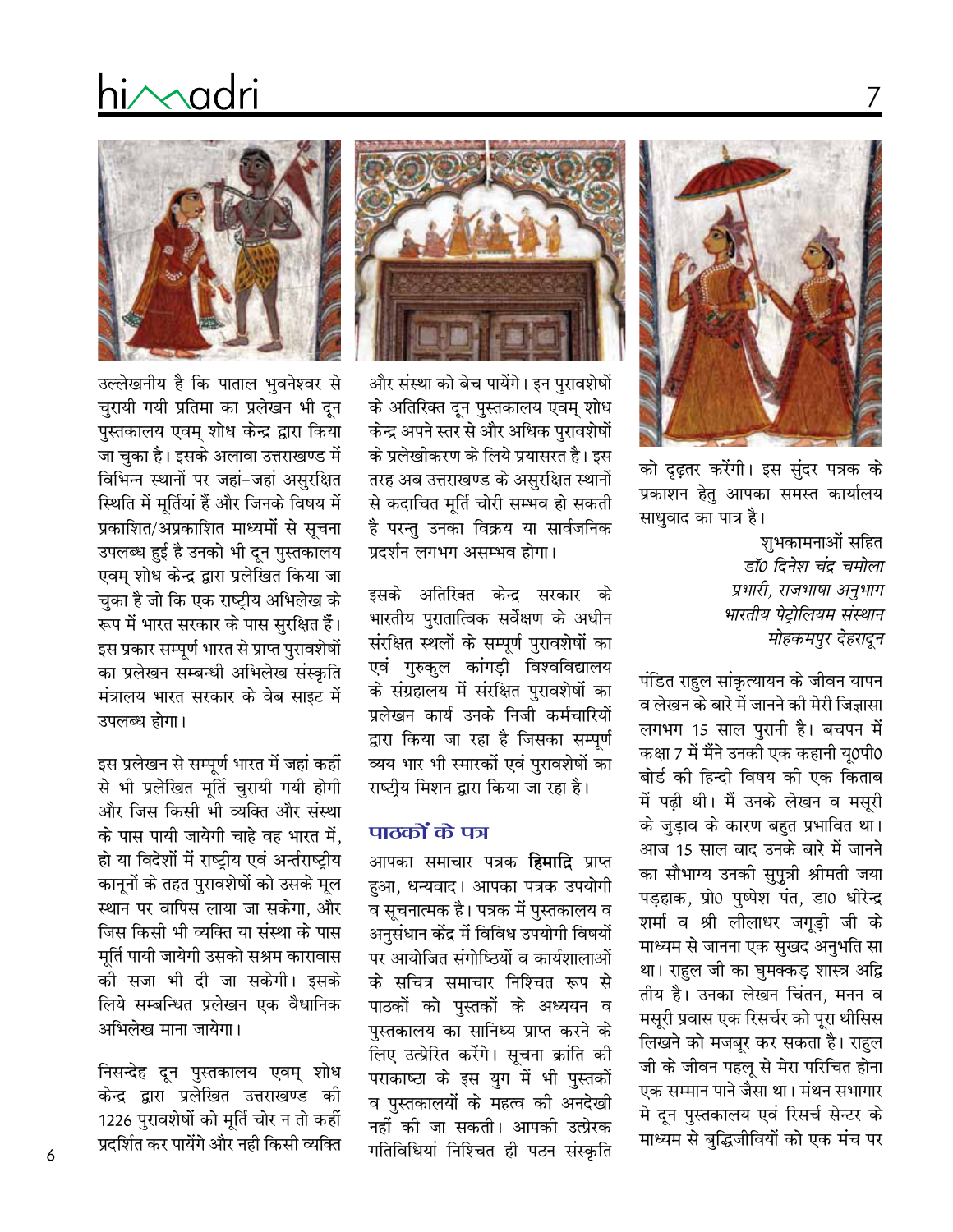उल्लेखनीय है कि पाताल भुवनेश्वर से चुरायी गयी प्रतिमा का प्रलेखन भी दून पुस्तकालय एवम् शोध केन्द्र द्वारा किया जा चुका है। इसके अलावा उत्तराखण्ड में विभिन्न स्थानों पर जहां-जहां असुरक्षित स्थिति में मूर्तियां हैं और जिनके विषय में प्रकाशित/अप्रकाशित माध्यमों से सूचना उपलब्ध हुई है उनको भी दून पुस्तकालय एवम् शोध केन्द्र द्वारा प्रलेखित किया जा चुका है जो कि एक राष्ट्रीय अभिलेख के रूप में भारत सरकार के पास सुरक्षित हैं। इस प्रकार सम्पूर्ण भारत से प्राप्त पुरावशेषों का प्रलेखन सम्बन्धी अभिलेख संस्कृति मंत्रालय भारत सरकार के वेब साइट में उपलब्ध होगा।

इस प्रलेखन से सम्पूर्ण भारत में जहां कहीं से भी प्रलेखित मूर्ति चुरायी गयी होगी और जिस किसी भी व्यक्ति और संस्था के पास पायी जायेगी चाहे वह भारत में, हो या विदेशों में राष्ट्रीय एवं अन्तर्राष्ट्रीय कानूनों के तहत पुरावशेषों को उसके मूल स्थान पर वापिस लाया जा सकेगा, और जिस किसी भी व्यक्ति या संस्था के पास मूर्ति पायी जायेगी उसको सश्रम कारावास की सजा भी दी जा सकेगी। इसके लिये सम्बन्धित प्रलेखन एक वैधानिक अभिलेख माना जायेगा।

निसन्देह दून पुस्तकालय एवम् शोध केन्द्र द्वारा प्रलेखित उत्तराखण्ड की 1226 पुरावशेषों को मूर्ति चोर न तो कहीं प्रदर्शित कर पायेंगे और नही किसी व्यक्ति और संस्था को बेच पायेंगे। इन पुरावशेषों के अतिरिक्त दून पुस्तकालय एवम् शोध केन्द्र अपने स्तर से और अधिक पुरावशेषों के प्रलेखीकरण के लिये प्रयासरत है। इस तरह अब उत्तराखण्ड के असुरक्षित स्थानों से कदाचित मूर्ति चोरी सम्भव हो सकती है परन्तु उनका विक्रय या सार्वजनिक प्रदर्शन लगभग असम्भव होगा।

इसके अतिरिक्त केन्द्र सरकार के भारतीय पुरातात्विक सर्वेक्षण के अधीन संरक्षित स्थलों के सम्पूर्ण पुरावशेषों का एवं गुरुकुल कांगड़ी विश्वविद्यालय के संग्रहालय में संरक्षित पुरावशेषों का प्रलेखन कार्य उनके निजी कर्मचारियों द्वारा किया जा रहा है जिसका सम्पूर्ण व्यय भार भी स्मारकों एवं पुरावशेषों का राष्ट्रीय मिशन द्वारा किया जा रहा है।

## पाठकों के पत्र

आपका समाचार पत्रक **हिमाद्रि** प्राप्त हुआ, धन्यवाद। आपका पत्रक उपयोगी व सूचनात्मक है। पत्रक में पुस्तकालय व अनुसंधान केंद्र में विविध उपयोगी विषयों पर आयोजित संगोष्ठियों व कार्यशालाओं के सचित्र समाचार निश्चित रूप से पाठकों को पुस्तकों के अध्ययन व पुस्तकालय का सानिध्य प्राप्त करने के लिए उत्प्रेरित करेंगे। सूचना क्रांति की पराकाष्ठा के इस युग में भी पुस्तकों व पुस्तकालयों के महत्व की अनदेखी नहीं की जा सकती। आपकी उत्प्रेरक गतिविधियां निश्चित ही पठन संस्कृति को दृढ़तर करेंगी। इस सुंदर पत्रक के प्रकाशन हेतु आपका समस्त कार्यालय साधुवाद का पात्र है।

शुभकामनाओं सहित

*डॉ0 दिनेश चंद्र चमोला*
*प्रभारी, राजभाषा अनुभाग*
*भारतीय पेट्रोलियम संस्थान*
*मोहकमपुर देहरादून*

पंडित राहुल सांकृत्यायन के जीवन यापन व लेखन के बारे में जानने की मेरी जिज्ञासा लगभग 15 साल पुरानी है। बचपन में कक्षा 7 में मैंने उनकी एक कहानी यू0पी0 बोर्ड की हिन्दी विषय की एक किताब में पढ़ी थी। मैं उनके लेखन व मसूरी के जुड़ाव के कारण बहुत प्रभावित था। आज 15 साल बाद उनके बारे में जानने का सौभाग्य उनकी सुपुत्री श्रीमती जया पड़हाक, प्रो0 पुष्पेश पंत, डा0 धीरेन्द्र शर्मा व श्री लीलाधर जगूड़ी जी के माध्यम से जानना एक सुखद अनुभति सा था। राहुल जी का घुमक्कड़ शास्त्र अद्वितीय है। उनका लेखन चिंतन, मनन व मसूरी प्रवास एक रिसर्चर को पूरा थीसिस लिखने को मजबूर कर सकता है। राहुल जी के जीवन पहलू से मेरा परिचित होना एक सम्मान पाने जैसा था। मंथन सभागार मे दून पुस्तकालय एवं रिसर्च सेन्टर के माध्यम से बुद्धिजीवियों को एक मंच पर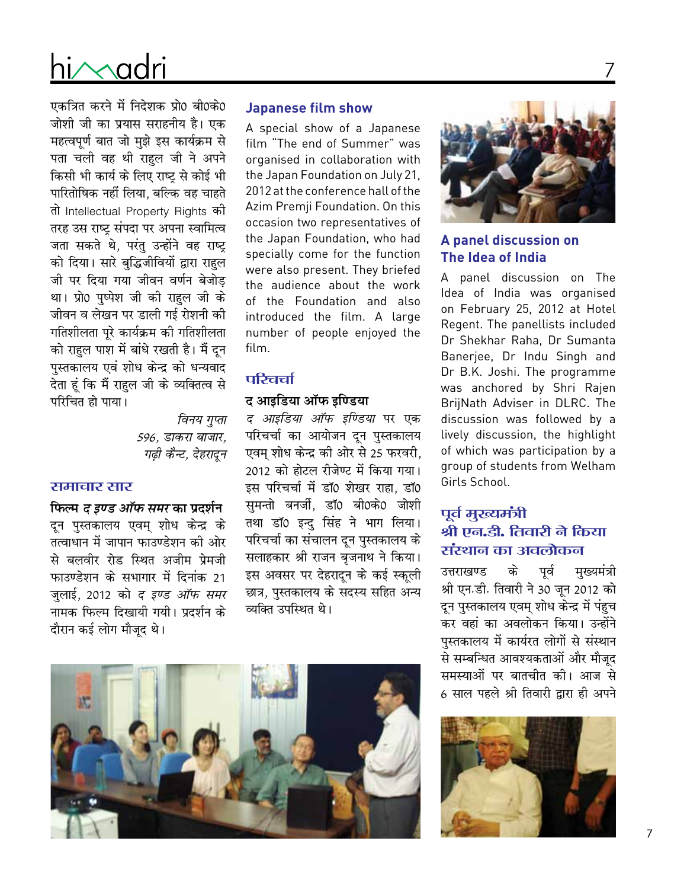एकत्रित करने में निदेशक प्रो0 बी0के0 जोशी जी का प्रयास सराहनीय है। एक महत्वपूर्ण बात जो मुझे इस कार्यक्रम से पता चली वह थी राहुल जी ने अपने किसी भी कार्य के लिए राष्ट्र से कोई भी पारितोषिक नहीं लिया, बल्कि वह चाहते तो Intellectual Property Rights की तरह उस राष्ट्र संपदा पर अपना स्वामित्व जता सकते थे, परंतु उन्होंने वह राष्ट्र को दिया। सारे बुद्धिजीवियों द्वारा राहुल जी पर दिया गया जीवन वर्णन बेजोड़ था। प्रो0 पुष्पेश जी की राहुल जी के जीवन व लेखन पर डाली गई रोशनी की गतिशीलता पूरे कार्यक्रम की गतिशीलता को राहुल पाश में बांधे रखती है। मैं दून पुस्तकालय एवं शोध केन्द्र को धन्यवाद देता हूं कि मैं राहुल जी के व्यक्तित्व से परिचित हो पाया।

*विनय गुप्ता*
*596, डाकरा बाजार,*
*गढ़ी कैन्ट, देहरादून*

## समाचार सार

### फिल्म *द इण्ड ऑफ समर* का प्रदर्शन

दून पुस्तकालय एवम् शोध केन्द्र के तत्वाधान में जापान फाउण्डेशन की ओर से बलवीर रोड स्थित अजीम प्रेमजी फाउण्डेशन के सभागार में दिनांक 21 जुलाई, 2012 को *द इण्ड ऑफ समर* नामक फिल्म दिखायी गयी। प्रदर्शन के दौरान कई लोग मौजूद थे।

## Japanese film show

A special show of a Japanese film "The end of Summer" was organised in collaboration with the Japan Foundation on July 21, 2012 at the conference hall of the Azim Premji Foundation. On this occasion two representatives of the Japan Foundation, who had specially come for the function were also present. They briefed the audience about the work of the Foundation and also introduced the film. A large number of people enjoyed the film.

## परिचर्चा

### द आइडिया ऑफ इण्डिया

*द आइडिया ऑफ इण्डिया* पर एक परिचर्चा का आयोजन दून पुस्तकालय एवम् शोध केन्द्र की ओर से 25 फरवरी, 2012 को होटल रीजेण्ट में किया गया। इस परिचर्चा में डॉ0 शेखर राहा, डॉ0 सुमन्तो बनर्जी, डॉ0 बी0के0 जोशी तथा डॉ0 इन्दु सिंह ने भाग लिया। परिचर्चा का संचालन दून पुस्तकालय के सलाहकार श्री राजन बृजनाथ ने किया। इस अवसर पर देहरादून के कई स्कूली छात्र, पुस्तकालय के सदस्य सहित अन्य व्यक्ति उपस्थित थे।

## A panel discussion on The Idea of India

A panel discussion on The Idea of India was organised on February 25, 2012 at Hotel Regent. The panellists included Dr Shekhar Raha, Dr Sumanta Banerjee, Dr Indu Singh and Dr B.K. Joshi. The programme was anchored by Shri Rajen BrijNath Adviser in DLRC. The discussion was followed by a lively discussion, the highlight of which was participation by a group of students from Welham Girls School.

## पूर्व मुख्यमंत्री श्री एन.डी. तिवारी ने किया संस्थान का अवलोकन

उत्तराखण्ड के पूर्व मुख्यमंत्री श्री एन.डी. तिवारी ने 30 जून 2012 को दून पुस्तकालय एवम् शोध केन्द्र में पंहुच कर वहां का अवलोकन किया। उन्होंने पुस्तकालय में कार्यरत लोगों से संस्थान से सम्बन्धित आवश्यकताओं और मौजूद समस्याओं पर बातचीत की। आज से 6 साल पहले श्री तिवारी द्वारा ही अपने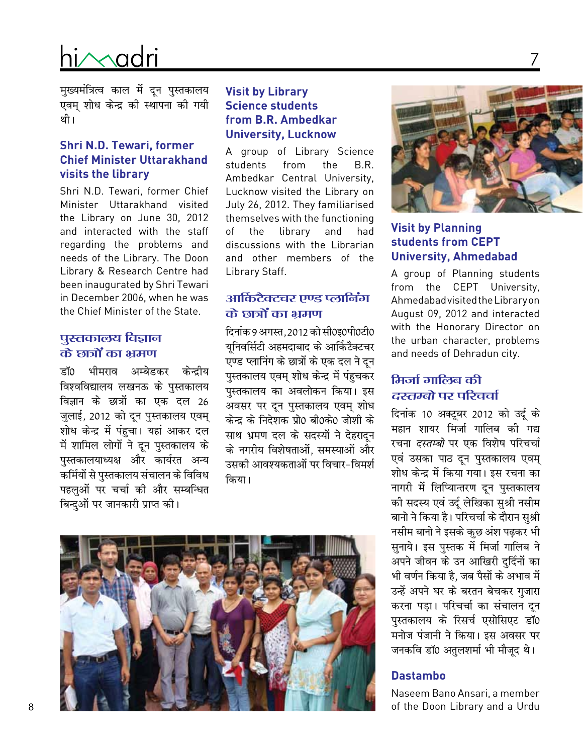मुख्यमंत्रित्व काल में दून पुस्तकालय एवम् शोध केन्द्र की स्थापना की गयी थी।

### Shri N.D. Tewari, former Chief Minister Uttarakhand visits the library

Shri N.D. Tewari, former Chief Minister Uttarakhand visited the Library on June 30, 2012 and interacted with the staff regarding the problems and needs of the Library. The Doon Library & Research Centre had been inaugurated by Shri Tewari in December 2006, when he was the Chief Minister of the State.

### पुस्तकालय विज्ञान के छात्रों का भ्रमण

डॉ0 भीमराव अम्बेडकर केन्द्रीय विश्वविद्यालय लखनऊ के पुस्तकालय विज्ञान के छात्रों का एक दल 26 जुलाई, 2012 को दून पुस्तकालय एवम् शोध केन्द्र में पंहुचा। यहां आकर दल में शामिल लोगों ने दून पुस्तकालय के पुस्तकालयाध्यक्ष और कार्यरत अन्य कर्मियों से पुस्तकालय संचालन के विविध पहलुओं पर चर्चा की और सम्बन्धित बिन्दुओं पर जानकारी प्राप्त की।

### Visit by Library Science students from B.R. Ambedkar University, Lucknow

A group of Library Science students from the B.R. Ambedkar Central University, Lucknow visited the Library on July 26, 2012. They familiarised themselves with the functioning of the library and had discussions with the Librarian and other members of the Library Staff.

### आर्किटैक्चर एण्ड प्लानिंग के छात्रों का भ्रमण

दिनांक 9 अगस्त, 2012 को सी0इ0पी0टी0 यूनिवर्सिटी अहमदाबाद के आर्किटैक्चर एण्ड प्लानिंग के छात्रों के एक दल ने दून पुस्तकालय एवम् शोध केन्द्र में पंहुचकर पुस्तकालय का अवलोकन किया। इस अवसर पर दून पुस्तकालय एवम् शोध केन्द्र के निदेशक प्रो0 बी0के0 जोशी के साथ भ्रमण दल के सदस्यों ने देहरादून के नगरीय विशेषताओं, समस्याओं और उसकी आवश्यकताओं पर विचार-विमर्श किया।

### Visit by Planning students from CEPT University, Ahmedabad

A group of Planning students from the CEPT University, Ahmedabad visited the Library on August 09, 2012 and interacted with the Honorary Director on the urban character, problems and needs of Dehradun city.

### मिर्जा गालिब की *दस्तम्बो* पर परिचर्चा

दिनांक 10 अक्टूबर 2012 को उर्दू के महान शायर मिर्जा गालिब की गद्य रचना *दस्तम्बो* पर एक विशेष परिचर्चा एवं उसका पाठ दून पुस्तकालय एवम् शोध केन्द्र में किया गया। इस रचना का नागरी में लिप्यान्तरण दून पुस्तकालय की सदस्य एवं उर्दू लेखिका सुश्री नसीम बानो ने किया है। परिचर्चा के दौरान सुश्री नसीम बानो ने इसके कुछ अंश पढ़कर भी सुनाये। इस पुस्तक में मिर्जा गालिब ने अपने जीवन के उन आखिरी दुर्दिनों का भी वर्णन किया है, जब पैसों के अभाव में उन्हें अपने घर के बरतन बेचकर गुजारा करना पड़ा। परिचर्चा का संचालन दून पुस्तकालय के रिसर्च एसोसिएट डॉ0 मनोज पंजानी ने किया। इस अवसर पर जनकवि डॉ0 अतुलशर्मा भी मौजूद थे।

### Dastambo

Naseem Bano Ansari, a member of the Doon Library and a Urdu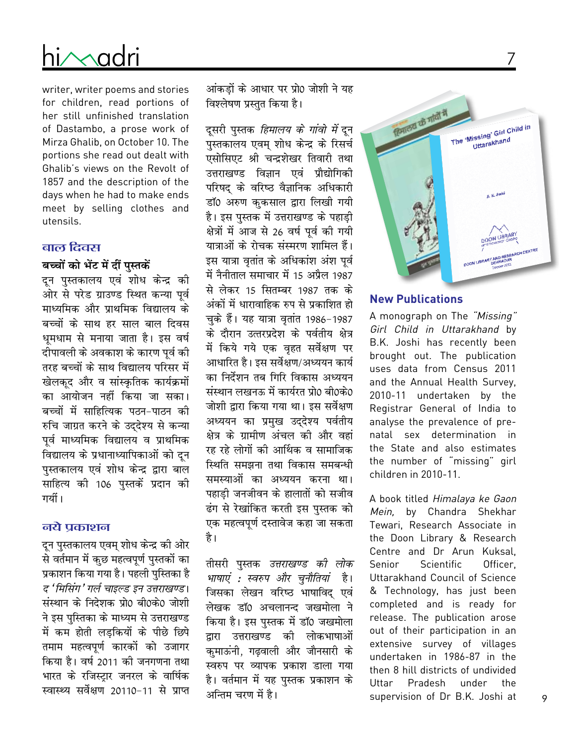writer, writer poems and stories for children, read portions of her still unfinished translation of Dastambo, a prose work of Mirza Ghalib, on October 10. The portions she read out dealt with Ghalib's views on the Revolt of 1857 and the description of the days when he had to make ends meet by selling clothes and utensils.

## बाल दिवस

### बच्चों को भेंट में दीं पुस्तकें

दून पुस्तकालय एवं शोध केन्द्र की ओर से परेड ग्राउण्ड स्थित कन्या पूर्व माध्यमिक और प्राथमिक विद्यालय के बच्चों के साथ हर साल बाल दिवस धूमधाम से मनाया जाता है। इस वर्ष दीपावली के अवकाश के कारण पूर्व की तरह बच्चों के साथ विद्यालय परिसर में खेलकूद और व सांस्कृतिक कार्यक्रमों का आयोजन नहीं किया जा सका। बच्चों में साहित्यिक पठन-पाठन की रुचि जाग्रत करने के उद्देश्य से कन्या पूर्व माध्यमिक विद्यालय व प्राथमिक विद्यालय के प्रधानाध्यापिकाओं को दून पुस्तकालय एवं शोध केन्द्र द्वारा बाल साहित्य की 106 पुस्तकें प्रदान की गयीं।

## नये प्रकाशन

दून पुस्तकालय एवम् शोध केन्द्र की ओर से वर्तमान में कुछ महत्वपूर्ण पुस्तकों का प्रकाशन किया गया है। पहली पुस्तिका है *द 'मिसिंग' गर्ल चाइल्ड इन उत्तराखण्ड*। संस्थान के निदेशक प्रो0 बी0के0 जोशी ने इस पुस्तिका के माध्यम से उत्तराखण्ड में कम होती लड़कियों के पीछे छिपे तमाम महत्वपूर्ण कारकों को उजागर किया है। वर्ष 2011 की जनगणना तथा भारत के रजिस्ट्रार जनरल के वार्षिक स्वास्थ्य सर्वेक्षण 20110-11 से प्राप्त आंकड़ों के आधार पर प्रो0 जोशी ने यह विश्लेषण प्रस्तुत किया है।

दूसरी पुस्तक *हिमालय के गांवो में* दून पुस्तकालय एवम् शोध केन्द्र के रिसर्च एसोसिएट श्री चन्द्रशेखर तिवारी तथा उत्तराखण्ड विज्ञान एवं प्रौद्योगिकी परिषद् के वरिष्ठ वैज्ञानिक अधिकारी डॉ0 अरुण कुकसाल द्वारा लिखी गयी है। इस पुस्तक में उत्तराखण्ड के पहाड़ी क्षेत्रों में आज से 26 वर्ष पूर्व की गयी यात्राओं के रोचक संस्मरण शामिल हैं। इस यात्रा वृतांत के अधिकांश अंश पूर्व में नैनीताल समाचार में 15 अप्रैल 1987 से लेकर 15 सितम्बर 1987 तक के अंकों में धारावाहिक रुप से प्रकाशित हो चुके हैं। यह यात्रा वृतांत 1986-1987 के दौरान उत्तरप्रदेश के पर्वतीय क्षेत्र में किये गये एक वृहत सर्वेक्षण पर आधारित है। इस सर्वेक्षण/अध्ययन कार्य का निर्देशन तब गिरि विकास अध्ययन संस्थान लखनऊ में कार्यरत प्रो0 बी0के0 जोशी द्वारा किया गया था। इस सर्वेक्षण अध्ययन का प्रमुख उद्देश्य पर्वतीय क्षेत्र के ग्रामीण अंचल की ओर वहां रह रहे लोगों की आर्थिक व सामाजिक स्थिति समझना तथा विकास समबन्धी समस्याओं का अध्ययन करना था। पहाड़ी जनजीवन के हालातों को सजीव ढंग से रेखांकित करती इस पुस्तक को एक महत्वपूर्ण दस्तावेज कहा जा सकता है।

तीसरी पुस्तक *उत्तराखण्ड की लोक भाषाएं : स्वरुप और चुनौतियां* है। जिसका लेखन वरिष्ठ भाषाविद् एवं लेखक डॉ0 अचलानन्द जखमोला ने किया है। इस पुस्तक में डॉ0 जखमोला द्वारा उत्तराखण्ड की लोकभाषाओं कुमाऊंनी, गढ़वाली और जौनसारी के स्वरुप पर व्यापक प्रकाश डाला गया है। वर्तमान में यह पुस्तक प्रकाशन के अन्तिम चरण में है।

## New Publications

A monograph on The *"Missing" Girl Child in Uttarakhand* by B.K. Joshi has recently been brought out. The publication uses data from Census 2011 and the Annual Health Survey, 2010-11 undertaken by the Registrar General of India to analyse the prevalence of pre-natal sex determination in the State and also estimates the number of "missing" girl children in 2010-11.

A book titled *Himalaya ke Gaon Mein,* by Chandra Shekhar Tewari, Research Associate in the Doon Library & Research Centre and Dr Arun Kuksal, Senior Scientific Officer, Uttarakhand Council of Science & Technology, has just been completed and is ready for release. The publication arose out of their participation in an extensive survey of villages undertaken in 1986-87 in the then 8 hill districts of undivided Uttar Pradesh under the supervision of Dr B.K. Joshi at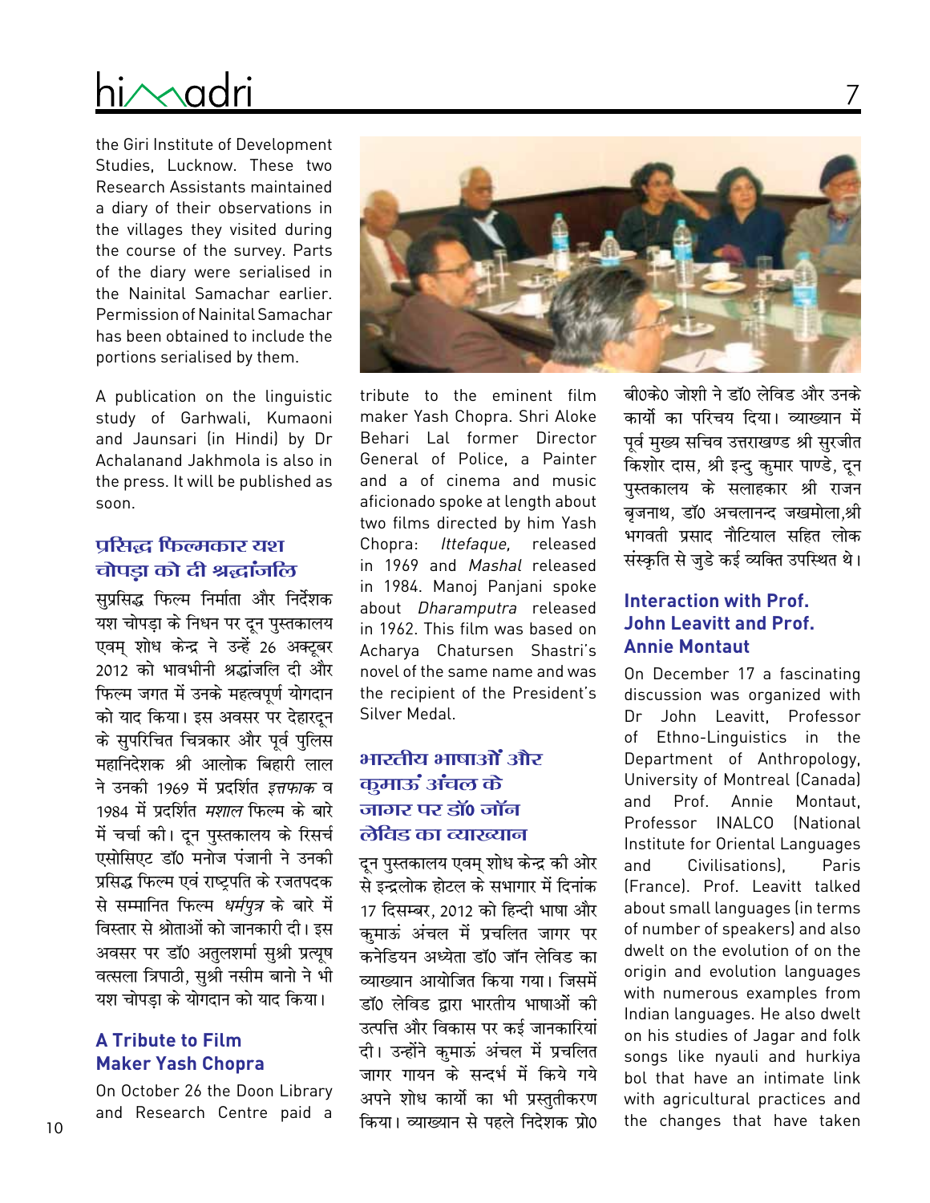the Giri Institute of Development Studies, Lucknow. These two Research Assistants maintained a diary of their observations in the villages they visited during the course of the survey. Parts of the diary were serialised in the Nainital Samachar earlier. Permission of Nainital Samachar has been obtained to include the portions serialised by them.

A publication on the linguistic study of Garhwali, Kumaoni and Jaunsari (in Hindi) by Dr Achalanand Jakhmola is also in the press. It will be published as soon.

## प्रसिद्ध फिल्मकार यश चोपड़ा को दी श्रद्धांजलि

सुप्रसिद्ध फिल्म निर्माता और निर्देशक यश चोपड़ा के निधन पर दून पुस्तकालय एवम् शोध केन्द्र ने उन्हें 26 अक्टूबर 2012 को भावभीनी श्रद्धांजलि दी और फिल्म जगत में उनके महत्वपूर्ण योगदान को याद किया। इस अवसर पर देहरदून के सुपरिचित चित्रकार और पूर्व पुलिस महानिदेशक श्री आलोक बिहारी लाल ने उनकी 1969 में प्रदर्शित *इत्तफाक* व 1984 में प्रदर्शित *मशाल* फिल्म के बारे में चर्चा की। दून पुस्तकालय के रिसर्च एसोसिएट डॉ0 मनोज पंजानी ने उनकी प्रसिद्ध फिल्म एवं राष्ट्रपति के रजतपदक से सम्मानित फिल्म *धर्मपुत्र* के बारे में विस्तार से श्रोताओं को जानकारी दी। इस अवसर पर डॉ0 अतुलशर्मा सुश्री प्रत्यूष वत्सला त्रिपाठी, सुश्री नसीम बानो ने भी यश चोपड़ा के योगदान को याद किया।

## A Tribute to Film Maker Yash Chopra

On October 26 the Doon Library and Research Centre paid a tribute to the eminent film maker Yash Chopra. Shri Aloke Behari Lal former Director General of Police, a Painter and a of cinema and music aficionado spoke at length about two films directed by him Yash Chopra: *Ittefaque,* released in 1969 and *Mashal* released in 1984. Manoj Panjani spoke about *Dharamputra* released in 1962. This film was based on Acharya Chatursen Shastri's novel of the same name and was the recipient of the President's Silver Medal.

## भारतीय भाषाओं और कुमाऊं अंचल के जागर पर डॉ0 जॉन लेविड का व्याख्यान

दून पुस्तकालय एवम् शोध केन्द्र की ओर से इन्द्रलोक होटल के सभागार में दिनांक 17 दिसम्बर, 2012 को हिन्दी भाषा और कुमाऊं अंचल में प्रचलित जागर पर कनेडियन अध्येता डॉ0 जॉन लेविड का व्याख्यान आयोजित किया गया। जिसमें डॉ0 लेविड द्वारा भारतीय भाषाओं की उत्पत्ति और विकास पर कई जानकारियां दी। उन्होंने कुमाऊं अंचल में प्रचलित जागर गायन के सन्दर्भ में किये गये अपने शोध कार्यो का भी प्रस्तुतीकरण किया। व्याख्यान से पहले निदेशक प्रो0 बी0के0 जोशी ने डॉ0 लेविड और उनके कार्यों का परिचय दिया। व्याख्यान में पूर्व मुख्य सचिव उत्तराखण्ड श्री सुरजीत किशोर दास, श्री इन्दु कुमार पाण्डे, दून पुस्तकालय के सलाहकार श्री राजन बृजनाथ, डॉ0 अचलानन्द जखमोला,श्री भगवती प्रसाद नौटियाल सहित लोक संस्कृति से जुडे कई व्यक्ति उपस्थित थे।

## Interaction with Prof. John Leavitt and Prof. Annie Montaut

On December 17 a fascinating discussion was organized with Dr John Leavitt, Professor of Ethno-Linguistics in the Department of Anthropology, University of Montreal (Canada) and Prof. Annie Montaut, Professor INALCO (National Institute for Oriental Languages and Civilisations), Paris (France). Prof. Leavitt talked about small languages (in terms of number of speakers) and also dwelt on the evolution of on the origin and evolution languages with numerous examples from Indian languages. He also dwelt on his studies of Jagar and folk songs like nyauli and hurkiya bol that have an intimate link with agricultural practices and the changes that have taken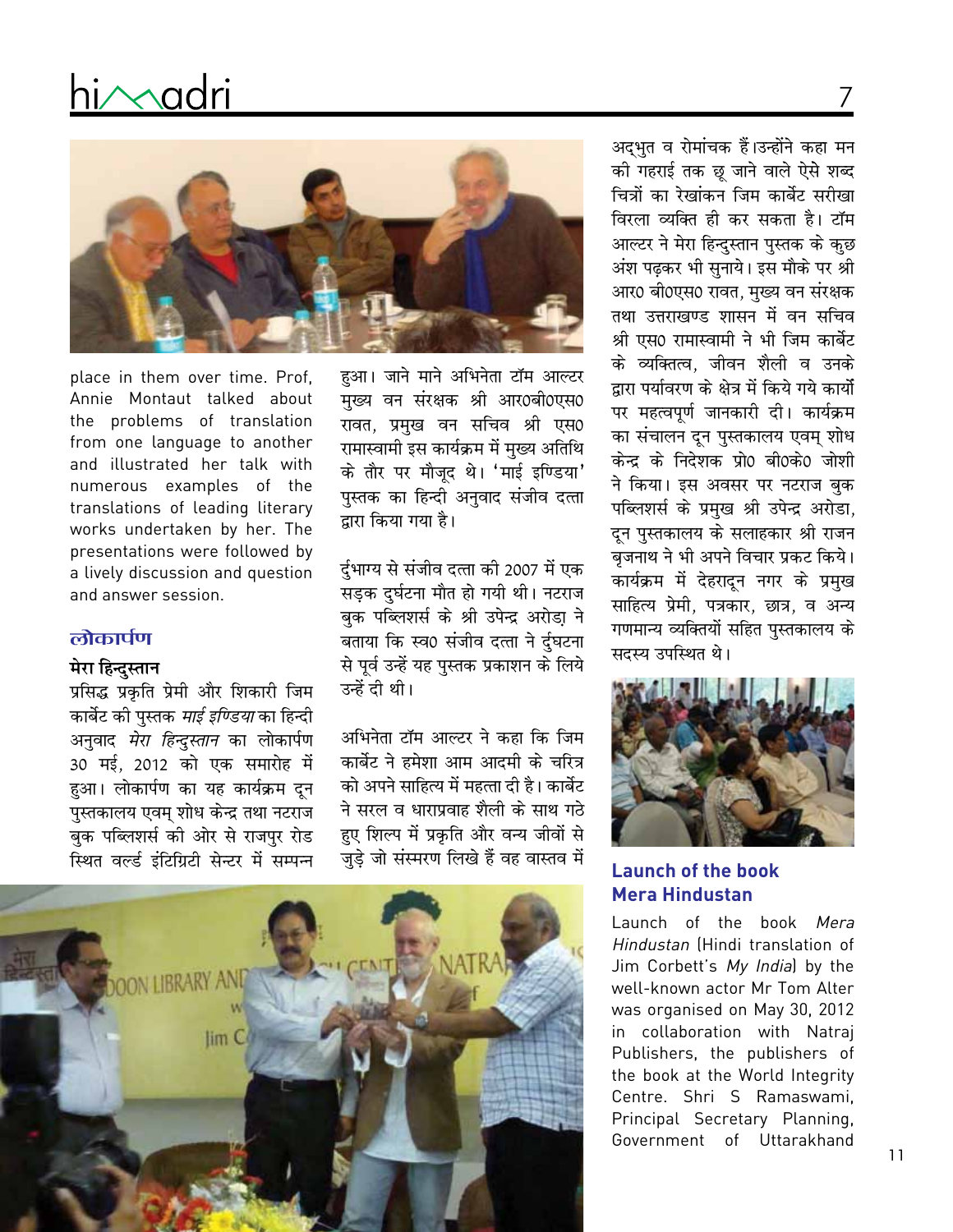place in them over time. Prof, Annie Montaut talked about the problems of translation from one language to another and illustrated her talk with numerous examples of the translations of leading literary works undertaken by her. The presentations were followed by a lively discussion and question and answer session.

## लोकार्पण

### मेरा हिन्दुस्तान

प्रसिद्ध प्रकृति प्रेमी और शिकारी जिम कार्बेट की पुस्तक *माई इण्डिया* का हिन्दी अनुवाद *मेरा हिन्दुस्तान* का लोकार्पण 30 मई, 2012 को एक समारोह में हुआ। लोकार्पण का यह कार्यक्रम दून पुस्तकालय एवम् शोध केन्द्र तथा नटराज बुक पब्लिशर्स की ओर से राजपुर रोड स्थित वर्ल्ड इंटिग्रिटी सेन्टर में सम्पन्न हुआ। जाने माने अभिनेता टॉम आल्टर मुख्य वन संरक्षक श्री आर0बी0एस0 रावत, प्रमुख वन सचिव श्री एस0 रामास्वामी इस कार्यक्रम में मुख्य अतिथि के तौर पर मौजूद थे। 'माई इण्डिया' पुस्तक का हिन्दी अनुवाद संजीव दत्ता द्वारा किया गया है।

दुर्भाग्य से संजीव दत्ता की 2007 में एक सड़क दुर्घटना मौत हो गयी थी। नटराज बुक पब्लिशर्स के श्री उपेन्द्र अरोड़ा ने बताया कि स्व0 संजीव दत्ता ने दुर्घटना से पूर्व उन्हें यह पुस्तक प्रकाशन के लिये उन्हें दी थी।

अभिनेता टॉम आल्टर ने कहा कि जिम कार्बेट ने हमेशा आम आदमी के चरित्र को अपने साहित्य में महत्ता दी है। कार्बेट ने सरल व धाराप्रवाह शैली के साथ गठे हुए शिल्प में प्रकृति और वन्य जीवों से जुड़े जो संस्मरण लिखे हैं वह वास्तव में अद्भुत व रोमांचक हैं।उन्होंने कहा मन की गहराई तक छू जाने वाले ऐसे शब्द चित्रों का रेखांकन जिम कार्बेट सरीखा विरला व्यक्ति ही कर सकता है। टॉम आल्टर ने मेरा हिन्दुस्तान पुस्तक के कुछ अंश पढ़कर भी सुनाये। इस मौके पर श्री आर0 बी0एस0 रावत, मुख्य वन संरक्षक तथा उत्तराखण्ड शासन में वन सचिव श्री एस0 रामास्वामी ने भी जिम कार्बेट के व्यक्तित्व, जीवन शैली व उनके द्वारा पर्यावरण के क्षेत्र में किये गये कार्यों पर महत्वपूर्ण जानकारी दी। कार्यक्रम का संचालन दून पुस्तकालय एवम् शोध केन्द्र के निदेशक प्रो0 बी0के0 जोशी ने किया। इस अवसर पर नटराज बुक पब्लिशर्स के प्रमुख श्री उपेन्द्र अरोडा, दून पुस्तकालय के सलाहकार श्री राजन बृजनाथ ने भी अपने विचार प्रकट किये। कार्यक्रम में देहरादून नगर के प्रमुख साहित्य प्रेमी, पत्रकार, छात्र, व अन्य गणमान्य व्यक्तियों सहित पुस्तकालय के सदस्य उपस्थित थे।

### Launch of the book Mera Hindustan

Launch of the book *Mera Hindustan* (Hindi translation of Jim Corbett's *My India*) by the well-known actor Mr Tom Alter was organised on May 30, 2012 in collaboration with Natraj Publishers, the publishers of the book at the World Integrity Centre. Shri S Ramaswami, Principal Secretary Planning, Government of Uttarakhand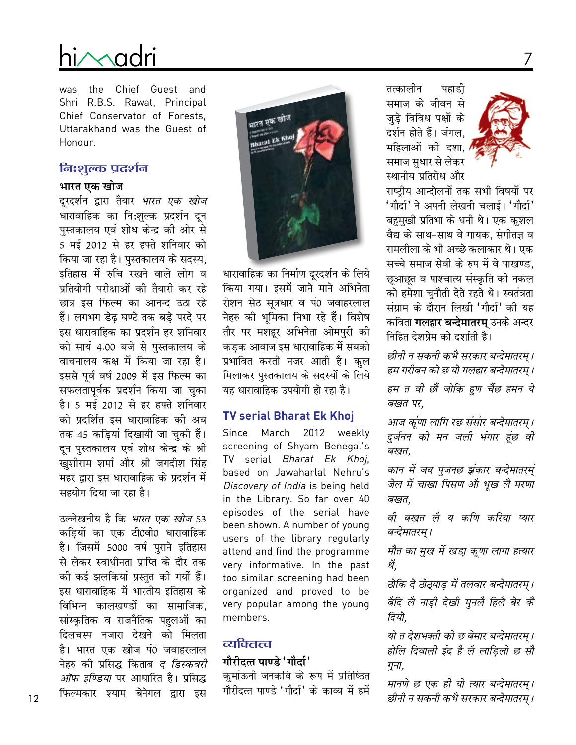was the Chief Guest and Shri R.B.S. Rawat, Principal Chief Conservator of Forests, Uttarakhand was the Guest of Honour.

## निःशुल्क प्रदर्शन

### भारत एक खोज

दूरदर्शन द्वारा तैयार *भारत एक खोज* धारावाहिक का निःशुल्क प्रदर्शन दून पुस्तकालय एवं शोध केन्द्र की ओर से 5 मई 2012 से हर हफ्ते शनिवार को किया जा रहा है। पुस्तकालय के सदस्य, इतिहास में रुचि रखने वाले लोग व प्रतियोगी परीक्षाओं की तैयारी कर रहे छात्र इस फिल्म का आनन्द उठा रहे हैं। लगभग डेढ़ घण्टे तक बड़े परदे पर इस धारावाहिक का प्रदर्शन हर शनिवार को सायं 4.00 बजे से पुस्तकालय के वाचनालय कक्ष में किया जा रहा है। इससे पूर्व वर्ष 2009 में इस फिल्म का सफलतापूर्वक प्रदर्शन किया जा चुका है। 5 मई 2012 से हर हफ्ते शनिवार को प्रदर्शित इस धारावाहिक की अब तक 45 कड़ियां दिखायी जा चुकी हैं। दून पुस्तकालय एवं शोध केन्द्र के श्री खुशीराम शर्मा और श्री जगदीश सिंह महर द्वारा इस धारावाहिक के प्रदर्शन में सहयोग दिया जा रहा है।

उल्लेखनीय है कि *भारत एक खोज* 53 कड़ियों का एक टी0वी0 धारावाहिक है। जिसमें 5000 वर्ष पुराने इतिहास से लेकर स्वाधीनता प्राप्ति के दौर तक की कई झलकियां प्रस्तुत की गयीं हैं। इस धारावाहिक में भारतीय इतिहास के विभिन्न कालखण्डों का सामाजिक, सांस्कृतिक व राजनैतिक पहलुओं का दिलचस्प नजारा देखने को मिलता है। भारत एक खोज पं0 जवाहरलाल नेहरु की प्रसिद्ध किताब द *डिस्कवरी ऑफ इण्डिया* पर आधारित है। प्रसिद्ध फिल्मकार श्याम बेनेगल द्वारा इस धारावाहिक का निर्माण दूरदर्शन के लिये किया गया। इसमें जाने माने अभिनेता रोशन सेठ सूत्रधार व पं0 जवाहरलाल नेहरु की भूमिका निभा रहे हैं। विशेष तौर पर मशहूर अभिनेता ओमपुरी की कड़क आवाज इस धारावाहिक में सबको प्रभावित करती नजर आती है। कुल मिलाकर पुस्तकालय के सदस्यों के लिये यह धारावाहिक उपयोगी हो रहा है।

### TV serial Bharat Ek Khoj

Since March 2012 weekly screening of Shyam Benegal's TV serial *Bharat Ek Khoj*, based on Jawaharlal Nehru's *Discovery of India* is being held in the Library. So far over 40 episodes of the serial have been shown. A number of young users of the library regularly attend and find the programme very informative. In the past too similar screening had been organized and proved to be very popular among the young members.

## व्यक्तित्व

### गौरीदत्त पाण्डे 'गौर्दा'

कुमांऊनी जनकवि के रूप में प्रतिष्ठित गौरीदत्त पाण्डे 'गौर्दा' के काव्य में हमें तत्कालीन पहाड़ी समाज के जीवन से जुड़े विविध पक्षों के दर्शन होते हैं। जंगल, महिलाओं की दशा, समाज सुधार से लेकर स्थानीय प्रतिरोध और राष्ट्रीय आन्दोलनों तक सभी विषयों पर 'गौर्दा' ने अपनी लेखनी चलाई। 'गौर्दा' बहुमुखी प्रतिभा के धनी थे। एक कुशल वैद्य के साथ-साथ वे गायक, संगीतज्ञ व रामलीला के भी अच्छे कलाकार थे। एक सच्चे समाज सेवी के रुप में वे पाखण्ड, छूआछूत व पाश्चात्य संस्कृति की नकल को हमेशा चुनौती देते रहते थे। स्वतंत्रता संग्राम के दौरान लिखी 'गौर्दा' की यह कविता **गलहार बन्देमातरम्** उनके अन्दर निहित देशप्रेम को दर्शाती है।

*छीनी न सकनी कभै सरकार बन्देमातरम्।*  
*हम गरीबन को छ यो गलहार बन्देमातरम्।*

*हम त वी छौं जोकि हुण चैंछ हमन ये बखत पर,*

*आज कूंणा लागि रछ संसार बन्देमातरम्।*  
*दुर्जनन को मन जली भंगार हूंछ वी बखत,*

*कान में जब पुजनछ झंकार बन्देमातरम्*  
*जेल में चाखा पिसण औ भूख लै मरणा बखत,*

*वी बखत लै य कणि करिया प्यार बन्देमातरम्।*

*मौत का मुख में खड़ा कूणा लागा हत्यार थें,*

*ठोकि दे ठोठ्याड़ में तलवार बन्देमातरम्।*

*बैदि लै नाड़ी देखी मुनलै हिलै बेर कै दियो,*

*यो त देशभक्ती को छ बेमार बन्देमातरम्।*  
*होलि दिवाली ईद है लै लाड़िलो छ सौ गुना,*

*मानणे छ एक ही यो त्यार बन्देमातरम्।*  
*छीनी न सकनी कभै सरकार बन्देमातरम्।*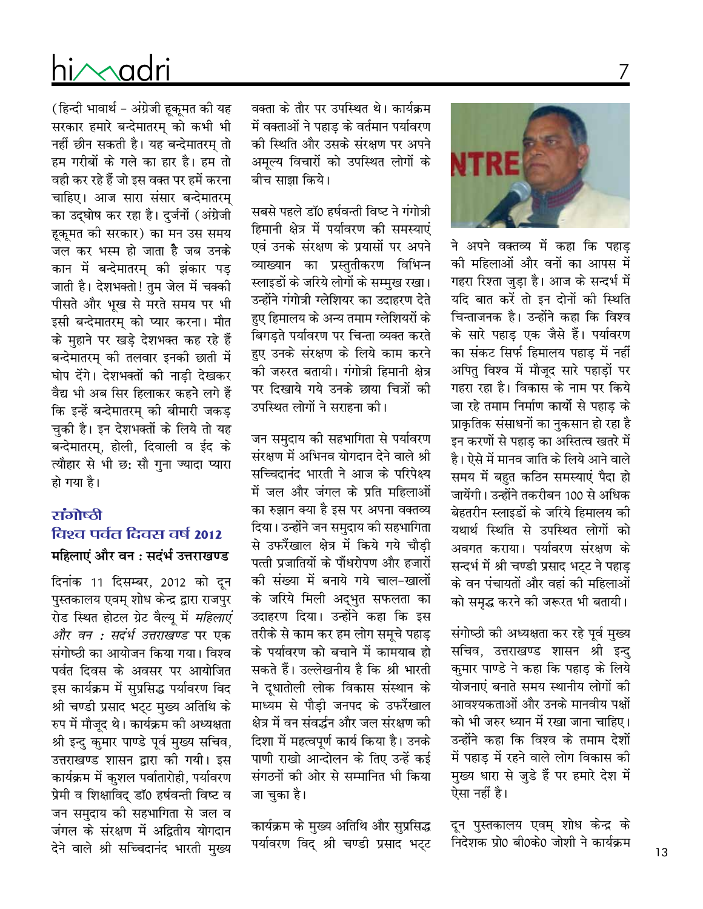(हिन्दी भावार्थ – अंग्रेजी हूकूमत की यह सरकार हमारे बन्देमातरम् को कभी भी नहीं छीन सकती है। यह बन्देमातरम् तो हम गरीबों के गले का हार है। हम तो वही कर रहे हैं जो इस वक्त पर हमें करना चाहिए। आज सारा संसार बन्देमातरम् का उद्घोष कर रहा है। दुर्जनों (अंग्रेजी हूकूमत की सरकार) का मन उस समय जल कर भस्म हो जाता है जब उनके कान में बन्देमातरम् की झंकार पड़ जाती है। देशभक्तो! तुम जेल में चक्की पीसते और भूख से मरते समय पर भी इसी बन्देमातरम् को प्यार करना। मौत के मुहाने पर खड़े देशभक्त कह रहे हैं बन्देमातरम् की तलवार इनकी छाती में घोप देंगे। देशभक्तों की नाड़ी देखकर वैद्य भी अब सिर हिलाकर कहने लगे हैं कि इन्हें बन्देमातरम् की बीमारी जकड़ चुकी है। इन देशभक्तों के लिये तो यह बन्देमातरम्, होली, दिवाली व ईद के त्यौहार से भी छः सौ गुना ज्यादा प्यारा हो गया है।

## संगोष्ठी
## विश्व पर्वत दिवस वर्ष 2012
### महिलाएं और वन : सदंर्भ उत्तराखण्ड

दिनांक 11 दिसम्बर, 2012 को दून पुस्तकालय एवम् शोध केन्द्र द्वारा राजपुर रोड स्थित होटल ग्रेट वैल्यू में *महिलाएं और वन : सदंर्भ उत्तराखण्ड* पर एक संगोष्ठी का आयोजन किया गया। विश्व पर्वत दिवस के अवसर पर आयोजित इस कार्यक्रम में सुप्रसिद्ध पर्यावरण विद श्री चण्डी प्रसाद भट्ट मुख्य अतिथि के रुप में मौजूद थे। कार्यक्रम की अध्यक्षता श्री इन्दु कुमार पाण्डे पूर्व मुख्य सचिव, उत्तराखण्ड शासन द्वारा की गयी। इस कार्यक्रम में कुशल पर्वातारोही, पर्यावरण प्रेमी व शिक्षाविद् डॉ0 हर्षवन्ती विष्ट व जन समुदाय की सहभागिता से जल व जंगल के संरक्षण में अद्वितीय योगदान देने वाले श्री सच्चिदानंद भारती मुख्य वक्ता के तौर पर उपस्थित थे। कार्यक्रम में वक्ताओं ने पहाड़ के वर्तमान पर्यावरण की स्थिति और उसके संरक्षण पर अपने अमूल्य विचारों को उपस्थित लोगों के बीच साझा किये।

सबसे पहले डॉ0 हर्षवन्ती विष्ट ने गंगोत्री हिमानी क्षेत्र में पर्यावरण की समस्याएं एवं उनके संरक्षण के प्रयासों पर अपने व्याख्यान का प्रस्तुतीकरण विभिन्न स्लाइडों के जरिये लोगों के सम्मुख रखा। उन्होंने गंगोत्री ग्लेशियर का उदाहरण देते हुए हिमालय के अन्य तमाम ग्लेशियरों के बिगड़ते पर्यावरण पर चिन्ता व्यक्त करते हुए उनके संरक्षण के लिये काम करने की जरुरत बतायी। गंगोत्री हिमानी क्षेत्र पर दिखाये गये उनके छाया चित्रों की उपस्थित लोगों ने सराहना की।

जन समुदाय की सहभागिता से पर्यावरण संरक्षण में अभिनव योगदान देने वाले श्री सच्चिदानंद भारती ने आज के परिपेक्ष्य में जल और जंगल के प्रति महिलाओं का रुझान क्या है इस पर अपना वक्तव्य दिया। उन्होंने जन समुदाय की सहभागिता से उफरैंखाल क्षेत्र में किये गये चौड़ी पत्ती प्रजातियों के पौंधरोपण और हजारों की संख्या में बनाये गये चाल-खालों के जरिये मिली अद्भुत सफलता का उदाहरण दिया। उन्होंने कहा कि इस तरीके से काम कर हम लोग समूचे पहाड़ के पर्यावरण को बचाने में कामयाब हो सकते हैं। उल्लेखनीय है कि श्री भारती ने दूधातोली लोक विकास संस्थान के माध्यम से पौड़ी जनपद के उफरैंखाल क्षेत्र में वन संवर्द्धन और जल संरक्षण की दिशा में महत्वपूर्ण कार्य किया है। उनके पाणी राखो आन्दोलन के तिए उन्हें कई संगठनों की ओर से सम्मानित भी किया जा चुका है।

कार्यक्रम के मुख्य अतिथि और सुप्रसिद्ध पर्यावरण विद् श्री चण्डी प्रसाद भट्ट ने अपने वक्तव्य में कहा कि पहाड़ की महिलाओं और वनों का आपस में गहरा रिश्ता जुड़ा है। आज के सन्दर्भ में यदि बात करें तो इन दोनों की स्थिति चिन्ताजनक है। उन्होंने कहा कि विश्व के सारे पहाड़ एक जैसे हैं। पर्यावरण का संकट सिर्फ हिमालय पहाड़ में नहीं अपितु विश्व में मौजूद सारे पहाड़ों पर गहरा रहा है। विकास के नाम पर किये जा रहे तमाम निर्माण कार्यो से पहाड़ के प्राकृतिक संसाधनों का नुकसान हो रहा है इन करणों से पहाड़ का अस्तित्व खतरे में है। ऐसे में मानव जाति के लिये आने वाले समय में बहुत कठिन समस्याएं पैदा हो जायेंगी। उन्होंने तकरीबन 100 से अधिक बेहतरीन स्लाइडों के जरिये हिमालय की यथार्थ स्थिति से उपस्थित लोगों को अवगत कराया। पर्यावरण संरक्षण के सन्दर्भ में श्री चण्डी प्रसाद भट्ट ने पहाड़ के वन पंचायतों और वहां की महिलाओं को समृद्ध करने की जरूरत भी बतायी।

संगोष्ठी की अध्यक्षता कर रहे पूर्व मुख्य सचिव, उत्तराखण्ड शासन श्री इन्दु कुमार पाण्डे ने कहा कि पहाड़ के लिये योजनाएं बनाते समय स्थानीय लोगों की आवश्यकताओं और उनके मानवीय पक्षों को भी जरुर ध्यान में रखा जाना चाहिए। उन्होंने कहा कि विश्व के तमाम देशों में पहाड़ में रहने वाले लोग विकास की मुख्य धारा से जुडे हैं पर हमारे देश में ऐसा नहीं है।

दून पुस्तकालय एवम् शोध केन्द्र के निदेशक प्रो0 बी0के0 जोशी ने कार्यक्रम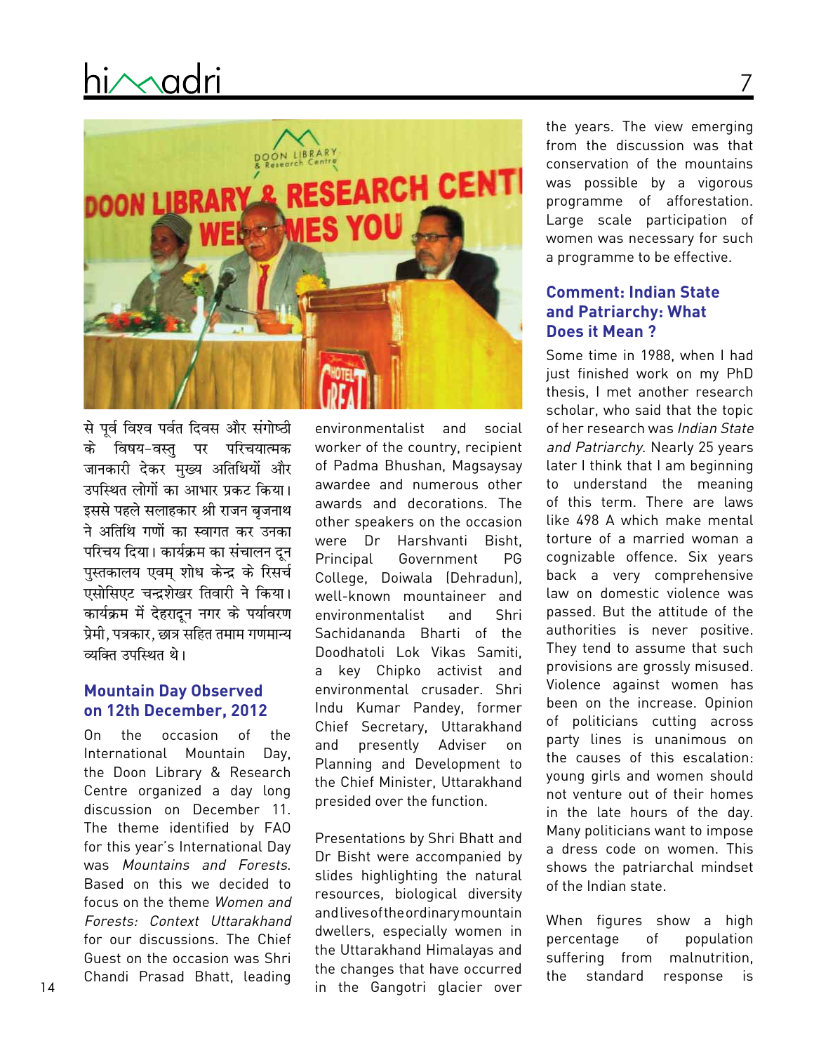से पूर्व विश्व पर्वत दिवस और संगोष्ठी के विषय-वस्तु पर परिचयात्मक जानकारी देकर मुख्य अतिथियों और उपस्थित लोगों का आभार प्रकट किया। इससे पहले सलाहकार श्री राजन बृजनाथ ने अतिथि गणों का स्वागत कर उनका परिचय दिया। कार्यक्रम का संचालन दून पुस्तकालय एवम् शोध केन्द्र के रिसर्च एसोसिएट चन्द्रशेखर तिवारी ने किया। कार्यक्रम में देहरादून नगर के पर्यावरण प्रेमी, पत्रकार, छात्र सहित तमाम गणमान्य व्यक्ति उपस्थित थे।

## Mountain Day Observed on 12th December, 2012

On the occasion of the International Mountain Day, the Doon Library & Research Centre organized a day long discussion on December 11. The theme identified by FAO for this year's International Day was *Mountains and Forests*. Based on this we decided to focus on the theme *Women and Forests: Context Uttarakhand* for our discussions. The Chief Guest on the occasion was Shri Chandi Prasad Bhatt, leading environmentalist and social worker of the country, recipient of Padma Bhushan, Magsaysay awardee and numerous other awards and decorations. The other speakers on the occasion were Dr Harshvanti Bisht, Principal Government PG College, Doiwala (Dehradun), well-known mountaineer and environmentalist and Shri Sachidananda Bharti of the Doodhatoli Lok Vikas Samiti, a key Chipko activist and environmental crusader. Shri Indu Kumar Pandey, former Chief Secretary, Uttarakhand and presently Adviser on Planning and Development to the Chief Minister, Uttarakhand presided over the function.

Presentations by Shri Bhatt and Dr Bisht were accompanied by slides highlighting the natural resources, biological diversity and lives of the ordinary mountain dwellers, especially women in the Uttarakhand Himalayas and the changes that have occurred in the Gangotri glacier over the years. The view emerging from the discussion was that conservation of the mountains was possible by a vigorous programme of afforestation. Large scale participation of women was necessary for such a programme to be effective.

## Comment: Indian State and Patriarchy: What Does it Mean ?

Some time in 1988, when I had just finished work on my PhD thesis, I met another research scholar, who said that the topic of her research was *Indian State and Patriarchy*. Nearly 25 years later I think that I am beginning to understand the meaning of this term. There are laws like 498 A which make mental torture of a married woman a cognizable offence. Six years back a very comprehensive law on domestic violence was passed. But the attitude of the authorities is never positive. They tend to assume that such provisions are grossly misused. Violence against women has been on the increase. Opinion of politicians cutting across party lines is unanimous on the causes of this escalation: young girls and women should not venture out of their homes in the late hours of the day. Many politicians want to impose a dress code on women. This shows the patriarchal mindset of the Indian state.

When figures show a high percentage of population suffering from malnutrition, the standard response is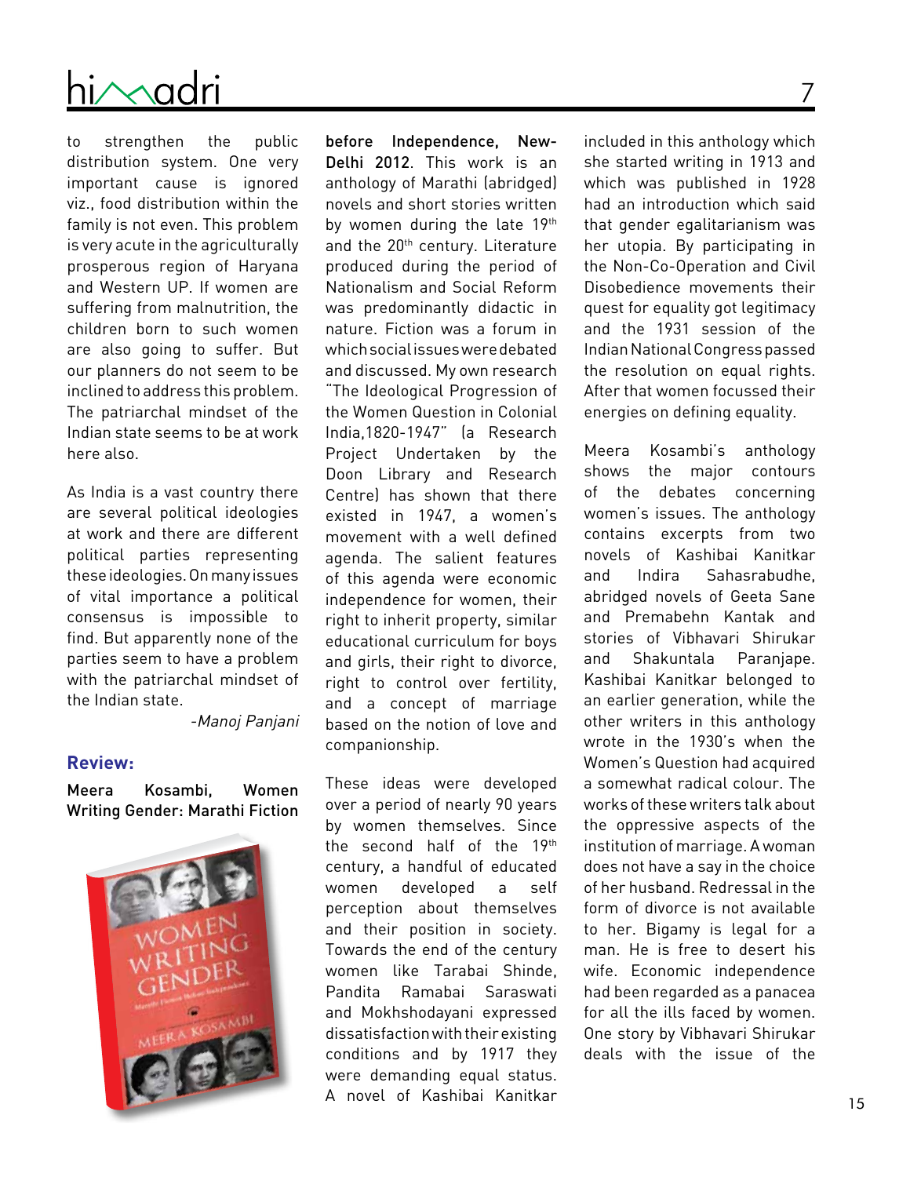to strengthen the public distribution system. One very important cause is ignored viz., food distribution within the family is not even. This problem is very acute in the agriculturally prosperous region of Haryana and Western UP. If women are suffering from malnutrition, the children born to such women are also going to suffer. But our planners do not seem to be inclined to address this problem. The patriarchal mindset of the Indian state seems to be at work here also.

As India is a vast country there are several political ideologies at work and there are different political parties representing these ideologies. On many issues of vital importance a political consensus is impossible to find. But apparently none of the parties seem to have a problem with the patriarchal mindset of the Indian state.

*-Manoj Panjani*

## Review:

**Meera Kosambi, Women Writing Gender: Marathi Fiction before Independence, New-Delhi 2012**. This work is an anthology of Marathi (abridged) novels and short stories written by women during the late 19th and the 20th century. Literature produced during the period of Nationalism and Social Reform was predominantly didactic in nature. Fiction was a forum in which social issues were debated and discussed. My own research "The Ideological Progression of the Women Question in Colonial India,1820-1947" (a Research Project Undertaken by the Doon Library and Research Centre) has shown that there existed in 1947, a women's movement with a well defined agenda. The salient features of this agenda were economic independence for women, their right to inherit property, similar educational curriculum for boys and girls, their right to divorce, right to control over fertility, and a concept of marriage based on the notion of love and companionship.

These ideas were developed over a period of nearly 90 years by women themselves. Since the second half of the 19th century, a handful of educated women developed a self perception about themselves and their position in society. Towards the end of the century women like Tarabai Shinde, Pandita Ramabai Saraswati and Mokhshodayani expressed dissatisfaction with their existing conditions and by 1917 they were demanding equal status. A novel of Kashibai Kanitkar included in this anthology which she started writing in 1913 and which was published in 1928 had an introduction which said that gender egalitarianism was her utopia. By participating in the Non-Co-Operation and Civil Disobedience movements their quest for equality got legitimacy and the 1931 session of the Indian National Congress passed the resolution on equal rights. After that women focussed their energies on defining equality.

Meera Kosambi's anthology shows the major contours of the debates concerning women's issues. The anthology contains excerpts from two novels of Kashibai Kanitkar and Indira Sahasrabudhe, abridged novels of Geeta Sane and Premabehn Kantak and stories of Vibhavari Shirukar and Shakuntala Paranjape. Kashibai Kanitkar belonged to an earlier generation, while the other writers in this anthology wrote in the 1930's when the Women's Question had acquired a somewhat radical colour. The works of these writers talk about the oppressive aspects of the institution of marriage. A woman does not have a say in the choice of her husband. Redressal in the form of divorce is not available to her. Bigamy is legal for a man. He is free to desert his wife. Economic independence had been regarded as a panacea for all the ills faced by women. One story by Vibhavari Shirukar deals with the issue of the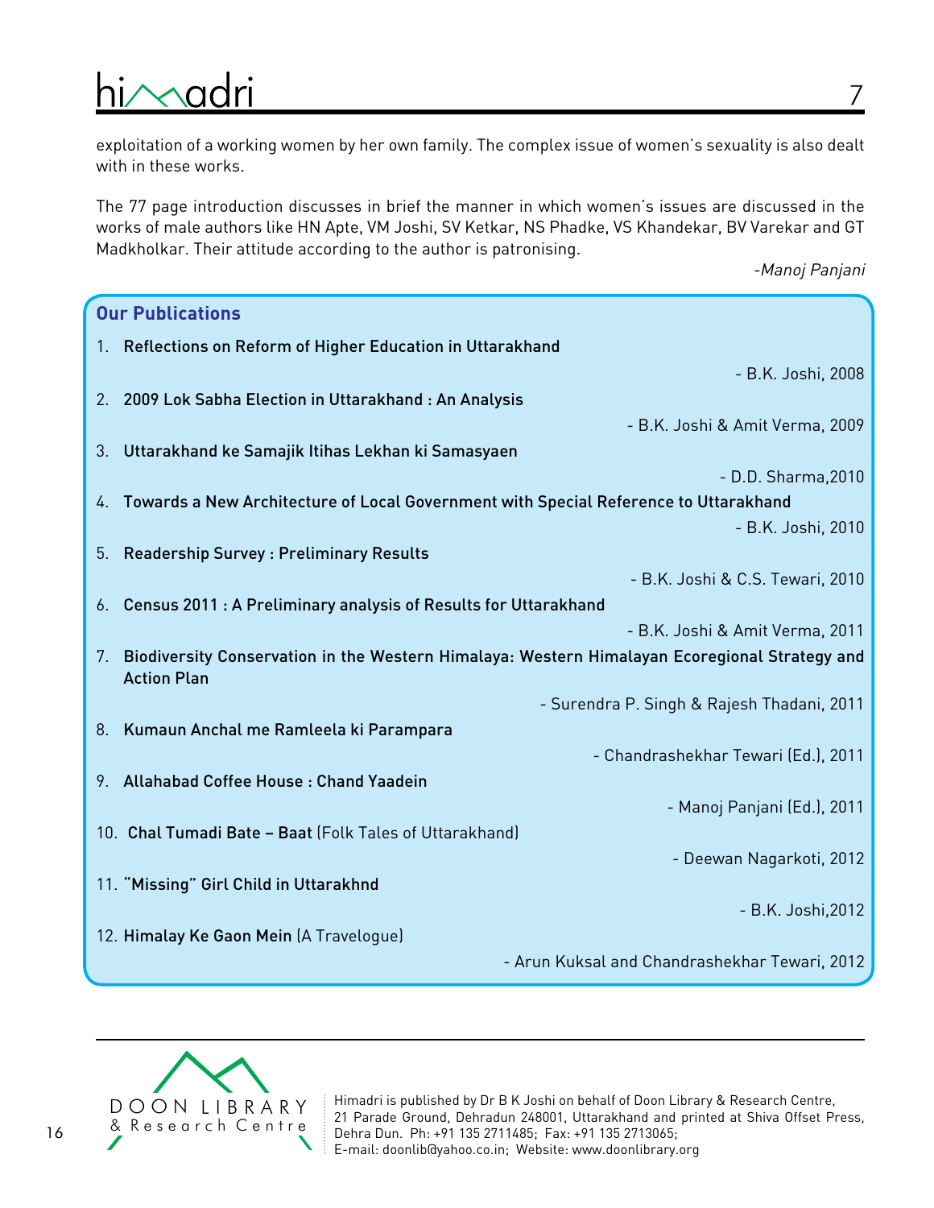exploitation of a working women by her own family. The complex issue of women's sexuality is also dealt with in these works.

The 77 page introduction discusses in brief the manner in which women's issues are discussed in the works of male authors like HN Apte, VM Joshi, SV Ketkar, NS Phadke, VS Khandekar, BV Varekar and GT Madkholkar. Their attitude according to the author is patronising.

*-Manoj Panjani*

## Our Publications

1. **Reflections on Reform of Higher Education in Uttarakhand**
   - B.K. Joshi, 2008
2. **2009 Lok Sabha Election in Uttarakhand : An Analysis**
   - B.K. Joshi & Amit Verma, 2009
3. **Uttarakhand ke Samajik Itihas Lekhan ki Samasyaen**
   - D.D. Sharma,2010
4. **Towards a New Architecture of Local Government with Special Reference to Uttarakhand**
   - B.K. Joshi, 2010
5. **Readership Survey : Preliminary Results**
   - B.K. Joshi & C.S. Tewari, 2010
6. **Census 2011 : A Preliminary analysis of Results for Uttarakhand**
   - B.K. Joshi & Amit Verma, 2011
7. **Biodiversity Conservation in the Western Himalaya: Western Himalayan Ecoregional Strategy and Action Plan**
   - Surendra P. Singh & Rajesh Thadani, 2011
8. **Kumaun Anchal me Ramleela ki Parampara**
   - Chandrashekhar Tewari (Ed.), 2011
9. **Allahabad Coffee House : Chand Yaadein**
   - Manoj Panjani (Ed.), 2011
10. **Chal Tumadi Bate – Baat** (Folk Tales of Uttarakhand)
    - Deewan Nagarkoti, 2012
11. **"Missing" Girl Child in Uttarakhnd**
    - B.K. Joshi,2012
12. **Himalay Ke Gaon Mein** (A Travelogue)
    - Arun Kuksal and Chandrashekhar Tewari, 2012

DOON LIBRARY & Research Centre

Himadri is published by Dr B K Joshi on behalf of Doon Library & Research Centre, 21 Parade Ground, Dehradun 248001, Uttarakhand and printed at Shiva Offset Press, Dehra Dun. Ph: +91 135 2711485; Fax: +91 135 2713065; E-mail: doonlib@yahoo.co.in; Website: www.doonlibrary.org